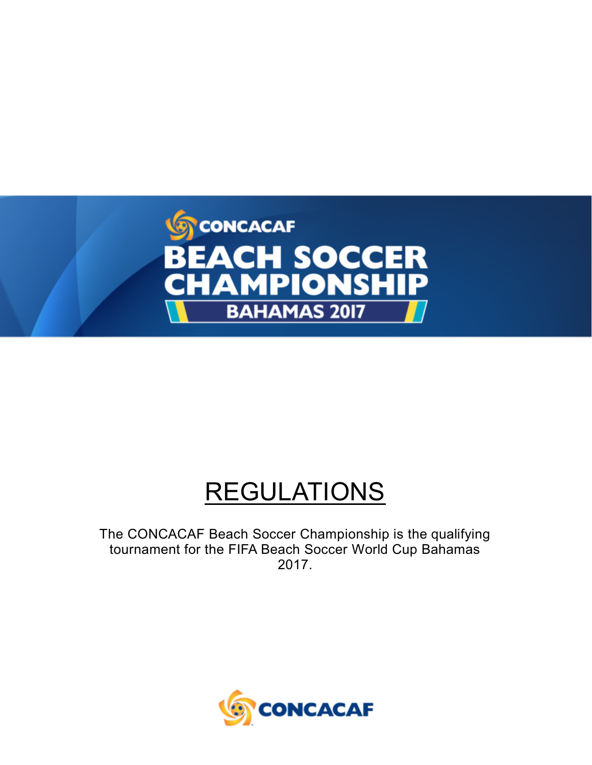CONCACAF

# BEACH SOCCER CHAMPIONSHIP

BAHAMAS 2017

# REGULATIONS

The CONCACAF Beach Soccer Championship is the qualifying tournament for the FIFA Beach Soccer World Cup Bahamas 2017.

CONCACAF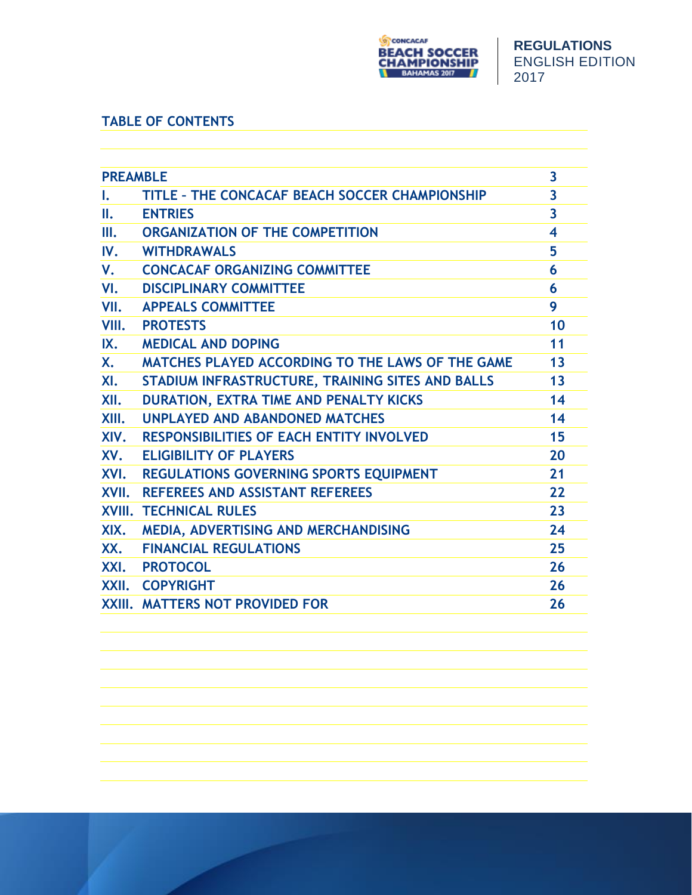## TABLE OF CONTENTS

| | | |
|---|---|---|
| **PREAMBLE** | | **3** |
| **I.** | **TITLE – THE CONCACAF BEACH SOCCER CHAMPIONSHIP** | **3** |
| **II.** | **ENTRIES** | **3** |
| **III.** | **ORGANIZATION OF THE COMPETITION** | **4** |
| **IV.** | **WITHDRAWALS** | **5** |
| **V.** | **CONCACAF ORGANIZING COMMITTEE** | **6** |
| **VI.** | **DISCIPLINARY COMMITTEE** | **6** |
| **VII.** | **APPEALS COMMITTEE** | **9** |
| **VIII.** | **PROTESTS** | **10** |
| **IX.** | **MEDICAL AND DOPING** | **11** |
| **X.** | **MATCHES PLAYED ACCORDING TO THE LAWS OF THE GAME** | **13** |
| **XI.** | **STADIUM INFRASTRUCTURE, TRAINING SITES AND BALLS** | **13** |
| **XII.** | **DURATION, EXTRA TIME AND PENALTY KICKS** | **14** |
| **XIII.** | **UNPLAYED AND ABANDONED MATCHES** | **14** |
| **XIV.** | **RESPONSIBILITIES OF EACH ENTITY INVOLVED** | **15** |
| **XV.** | **ELIGIBILITY OF PLAYERS** | **20** |
| **XVI.** | **REGULATIONS GOVERNING SPORTS EQUIPMENT** | **21** |
| **XVII.** | **REFEREES AND ASSISTANT REFEREES** | **22** |
| **XVIII.** | **TECHNICAL RULES** | **23** |
| **XIX.** | **MEDIA, ADVERTISING AND MERCHANDISING** | **24** |
| **XX.** | **FINANCIAL REGULATIONS** | **25** |
| **XXI.** | **PROTOCOL** | **26** |
| **XXII.** | **COPYRIGHT** | **26** |
| **XXIII.** | **MATTERS NOT PROVIDED FOR** | **26** |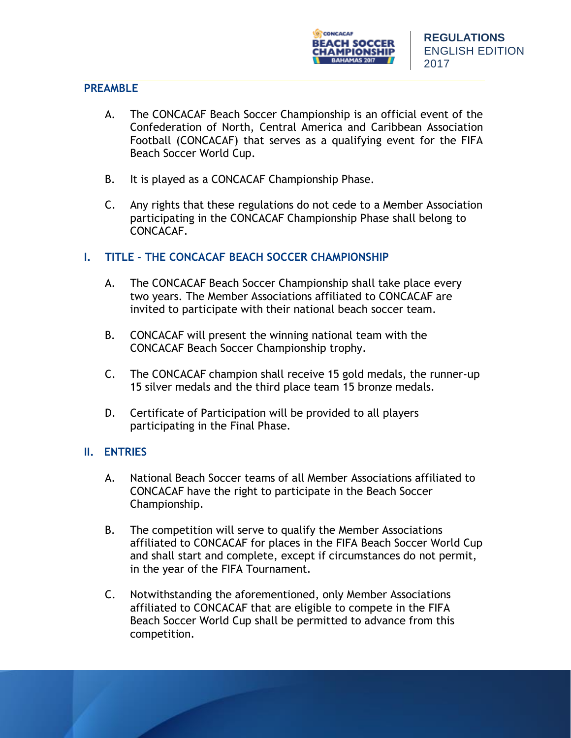## PREAMBLE

A. The CONCACAF Beach Soccer Championship is an official event of the Confederation of North, Central America and Caribbean Association Football (CONCACAF) that serves as a qualifying event for the FIFA Beach Soccer World Cup.

B. It is played as a CONCACAF Championship Phase.

C. Any rights that these regulations do not cede to a Member Association participating in the CONCACAF Championship Phase shall belong to CONCACAF.

## I. TITLE - THE CONCACAF BEACH SOCCER CHAMPIONSHIP

A. The CONCACAF Beach Soccer Championship shall take place every two years. The Member Associations affiliated to CONCACAF are invited to participate with their national beach soccer team.

B. CONCACAF will present the winning national team with the CONCACAF Beach Soccer Championship trophy.

C. The CONCACAF champion shall receive 15 gold medals, the runner-up 15 silver medals and the third place team 15 bronze medals.

D. Certificate of Participation will be provided to all players participating in the Final Phase.

## II. ENTRIES

A. National Beach Soccer teams of all Member Associations affiliated to CONCACAF have the right to participate in the Beach Soccer Championship.

B. The competition will serve to qualify the Member Associations affiliated to CONCACAF for places in the FIFA Beach Soccer World Cup and shall start and complete, except if circumstances do not permit, in the year of the FIFA Tournament.

C. Notwithstanding the aforementioned, only Member Associations affiliated to CONCACAF that are eligible to compete in the FIFA Beach Soccer World Cup shall be permitted to advance from this competition.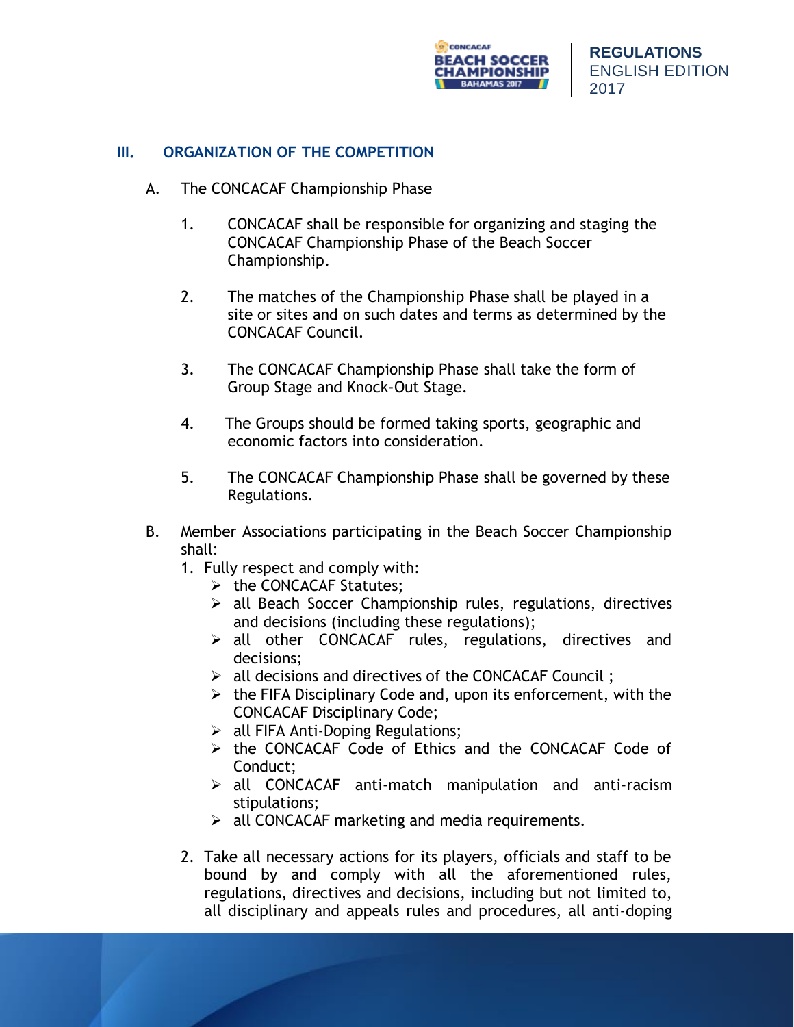## III. ORGANIZATION OF THE COMPETITION

A. The CONCACAF Championship Phase

1. CONCACAF shall be responsible for organizing and staging the CONCACAF Championship Phase of the Beach Soccer Championship.

2. The matches of the Championship Phase shall be played in a site or sites and on such dates and terms as determined by the CONCACAF Council.

3. The CONCACAF Championship Phase shall take the form of Group Stage and Knock-Out Stage.

4. The Groups should be formed taking sports, geographic and economic factors into consideration.

5. The CONCACAF Championship Phase shall be governed by these Regulations.

B. Member Associations participating in the Beach Soccer Championship shall:

1. Fully respect and comply with:
   - the CONCACAF Statutes;
   - all Beach Soccer Championship rules, regulations, directives and decisions (including these regulations);
   - all other CONCACAF rules, regulations, directives and decisions;
   - all decisions and directives of the CONCACAF Council ;
   - the FIFA Disciplinary Code and, upon its enforcement, with the CONCACAF Disciplinary Code;
   - all FIFA Anti-Doping Regulations;
   - the CONCACAF Code of Ethics and the CONCACAF Code of Conduct;
   - all CONCACAF anti-match manipulation and anti-racism stipulations;
   - all CONCACAF marketing and media requirements.

2. Take all necessary actions for its players, officials and staff to be bound by and comply with all the aforementioned rules, regulations, directives and decisions, including but not limited to, all disciplinary and appeals rules and procedures, all anti-doping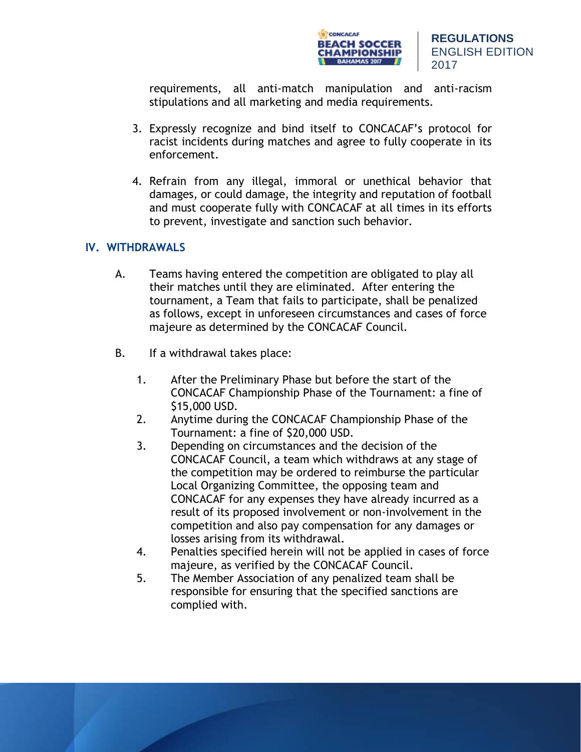requirements, all anti-match manipulation and anti-racism stipulations and all marketing and media requirements.

3. Expressly recognize and bind itself to CONCACAF's protocol for racist incidents during matches and agree to fully cooperate in its enforcement.

4. Refrain from any illegal, immoral or unethical behavior that damages, or could damage, the integrity and reputation of football and must cooperate fully with CONCACAF at all times in its efforts to prevent, investigate and sanction such behavior.

## IV. WITHDRAWALS

A. Teams having entered the competition are obligated to play all their matches until they are eliminated. After entering the tournament, a Team that fails to participate, shall be penalized as follows, except in unforeseen circumstances and cases of force majeure as determined by the CONCACAF Council.

B. If a withdrawal takes place:

1. After the Preliminary Phase but before the start of the CONCACAF Championship Phase of the Tournament: a fine of $15,000 USD.
2. Anytime during the CONCACAF Championship Phase of the Tournament: a fine of $20,000 USD.
3. Depending on circumstances and the decision of the CONCACAF Council, a team which withdraws at any stage of the competition may be ordered to reimburse the particular Local Organizing Committee, the opposing team and CONCACAF for any expenses they have already incurred as a result of its proposed involvement or non-involvement in the competition and also pay compensation for any damages or losses arising from its withdrawal.
4. Penalties specified herein will not be applied in cases of force majeure, as verified by the CONCACAF Council.
5. The Member Association of any penalized team shall be responsible for ensuring that the specified sanctions are complied with.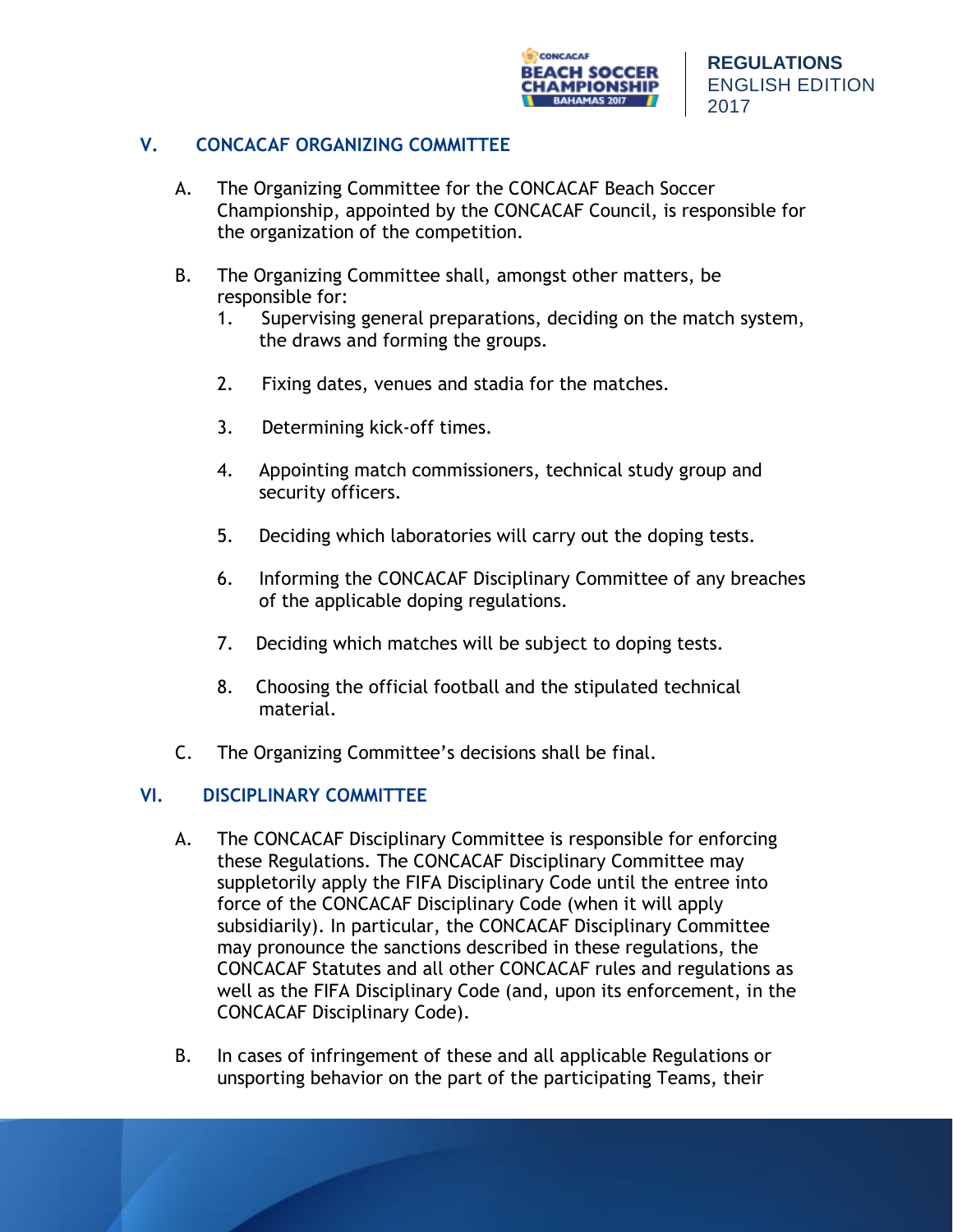## V. CONCACAF ORGANIZING COMMITTEE

A. The Organizing Committee for the CONCACAF Beach Soccer Championship, appointed by the CONCACAF Council, is responsible for the organization of the competition.

B. The Organizing Committee shall, amongst other matters, be responsible for:

1. Supervising general preparations, deciding on the match system, the draws and forming the groups.
2. Fixing dates, venues and stadia for the matches.
3. Determining kick-off times.
4. Appointing match commissioners, technical study group and security officers.
5. Deciding which laboratories will carry out the doping tests.
6. Informing the CONCACAF Disciplinary Committee of any breaches of the applicable doping regulations.
7. Deciding which matches will be subject to doping tests.
8. Choosing the official football and the stipulated technical material.

C. The Organizing Committee's decisions shall be final.

## VI. DISCIPLINARY COMMITTEE

A. The CONCACAF Disciplinary Committee is responsible for enforcing these Regulations. The CONCACAF Disciplinary Committee may suppletorily apply the FIFA Disciplinary Code until the entree into force of the CONCACAF Disciplinary Code (when it will apply subsidiarily). In particular, the CONCACAF Disciplinary Committee may pronounce the sanctions described in these regulations, the CONCACAF Statutes and all other CONCACAF rules and regulations as well as the FIFA Disciplinary Code (and, upon its enforcement, in the CONCACAF Disciplinary Code).

B. In cases of infringement of these and all applicable Regulations or unsporting behavior on the part of the participating Teams, their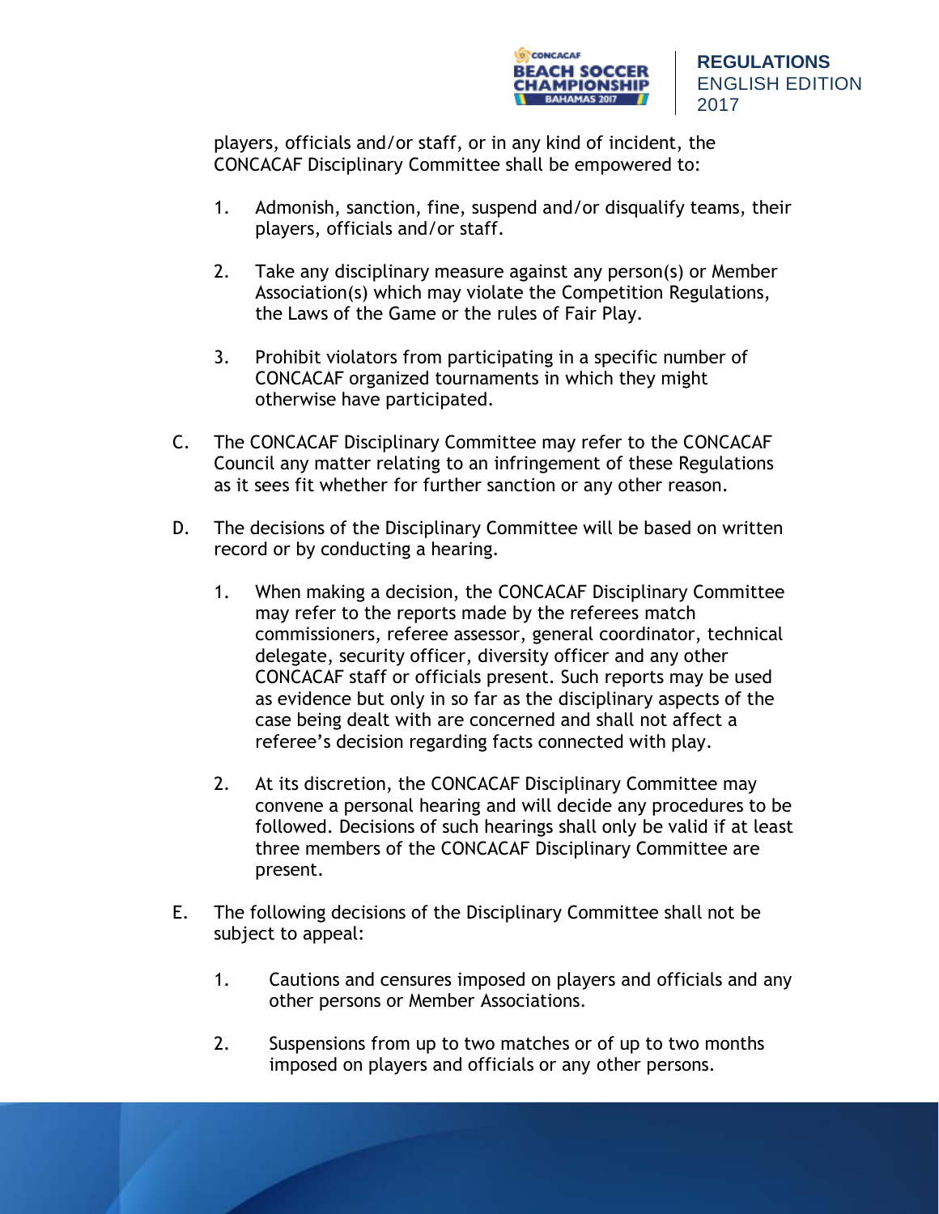players, officials and/or staff, or in any kind of incident, the CONCACAF Disciplinary Committee shall be empowered to:

1. Admonish, sanction, fine, suspend and/or disqualify teams, their players, officials and/or staff.

2. Take any disciplinary measure against any person(s) or Member Association(s) which may violate the Competition Regulations, the Laws of the Game or the rules of Fair Play.

3. Prohibit violators from participating in a specific number of CONCACAF organized tournaments in which they might otherwise have participated.

C. The CONCACAF Disciplinary Committee may refer to the CONCACAF Council any matter relating to an infringement of these Regulations as it sees fit whether for further sanction or any other reason.

D. The decisions of the Disciplinary Committee will be based on written record or by conducting a hearing.

   1. When making a decision, the CONCACAF Disciplinary Committee may refer to the reports made by the referees match commissioners, referee assessor, general coordinator, technical delegate, security officer, diversity officer and any other CONCACAF staff or officials present. Such reports may be used as evidence but only in so far as the disciplinary aspects of the case being dealt with are concerned and shall not affect a referee's decision regarding facts connected with play.

   2. At its discretion, the CONCACAF Disciplinary Committee may convene a personal hearing and will decide any procedures to be followed. Decisions of such hearings shall only be valid if at least three members of the CONCACAF Disciplinary Committee are present.

E. The following decisions of the Disciplinary Committee shall not be subject to appeal:

   1. Cautions and censures imposed on players and officials and any other persons or Member Associations.

   2. Suspensions from up to two matches or of up to two months imposed on players and officials or any other persons.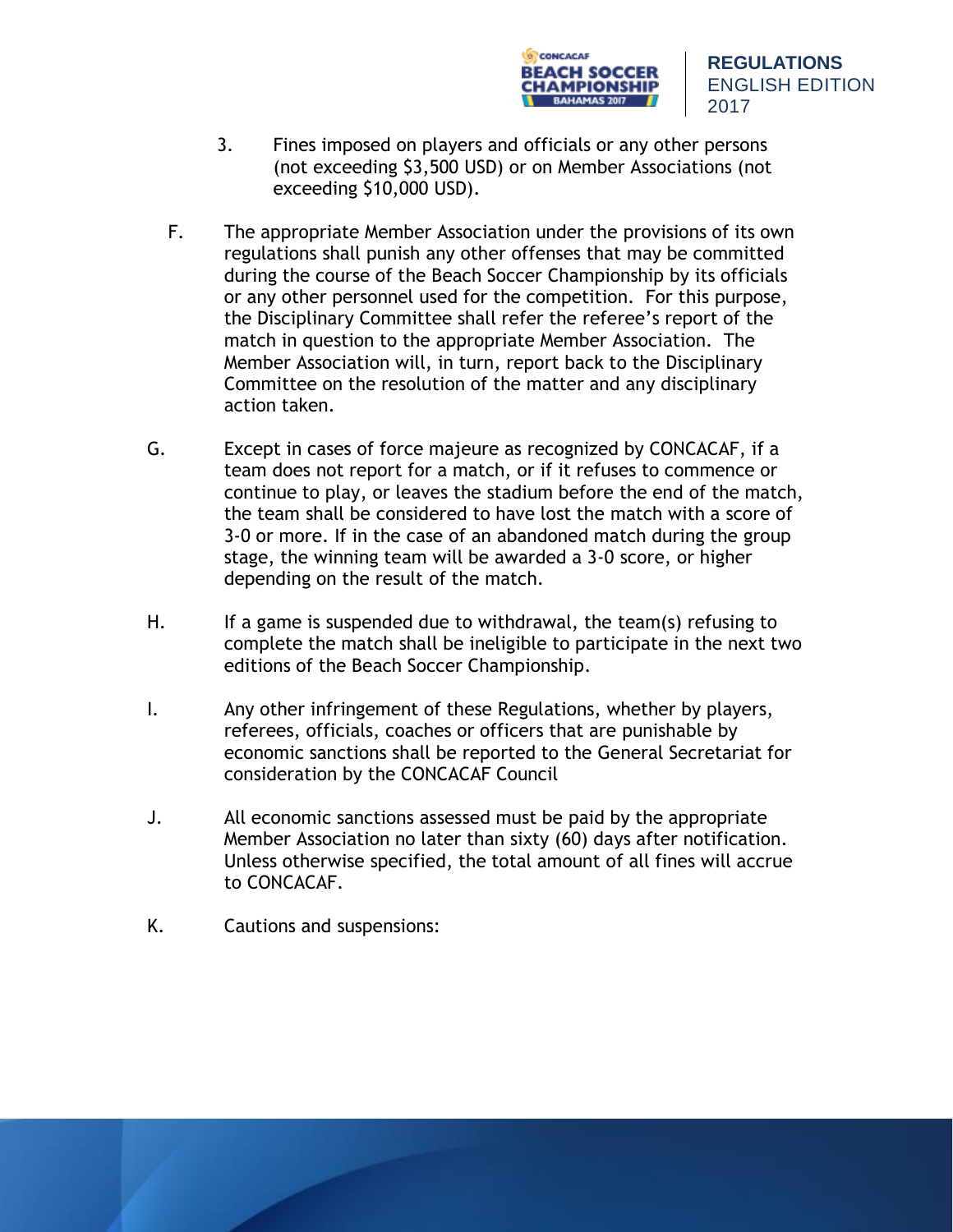3. Fines imposed on players and officials or any other persons (not exceeding $3,500 USD) or on Member Associations (not exceeding $10,000 USD).

F. The appropriate Member Association under the provisions of its own regulations shall punish any other offenses that may be committed during the course of the Beach Soccer Championship by its officials or any other personnel used for the competition. For this purpose, the Disciplinary Committee shall refer the referee's report of the match in question to the appropriate Member Association. The Member Association will, in turn, report back to the Disciplinary Committee on the resolution of the matter and any disciplinary action taken.

G. Except in cases of force majeure as recognized by CONCACAF, if a team does not report for a match, or if it refuses to commence or continue to play, or leaves the stadium before the end of the match, the team shall be considered to have lost the match with a score of 3-0 or more. If in the case of an abandoned match during the group stage, the winning team will be awarded a 3-0 score, or higher depending on the result of the match.

H. If a game is suspended due to withdrawal, the team(s) refusing to complete the match shall be ineligible to participate in the next two editions of the Beach Soccer Championship.

I. Any other infringement of these Regulations, whether by players, referees, officials, coaches or officers that are punishable by economic sanctions shall be reported to the General Secretariat for consideration by the CONCACAF Council

J. All economic sanctions assessed must be paid by the appropriate Member Association no later than sixty (60) days after notification. Unless otherwise specified, the total amount of all fines will accrue to CONCACAF.

K. Cautions and suspensions: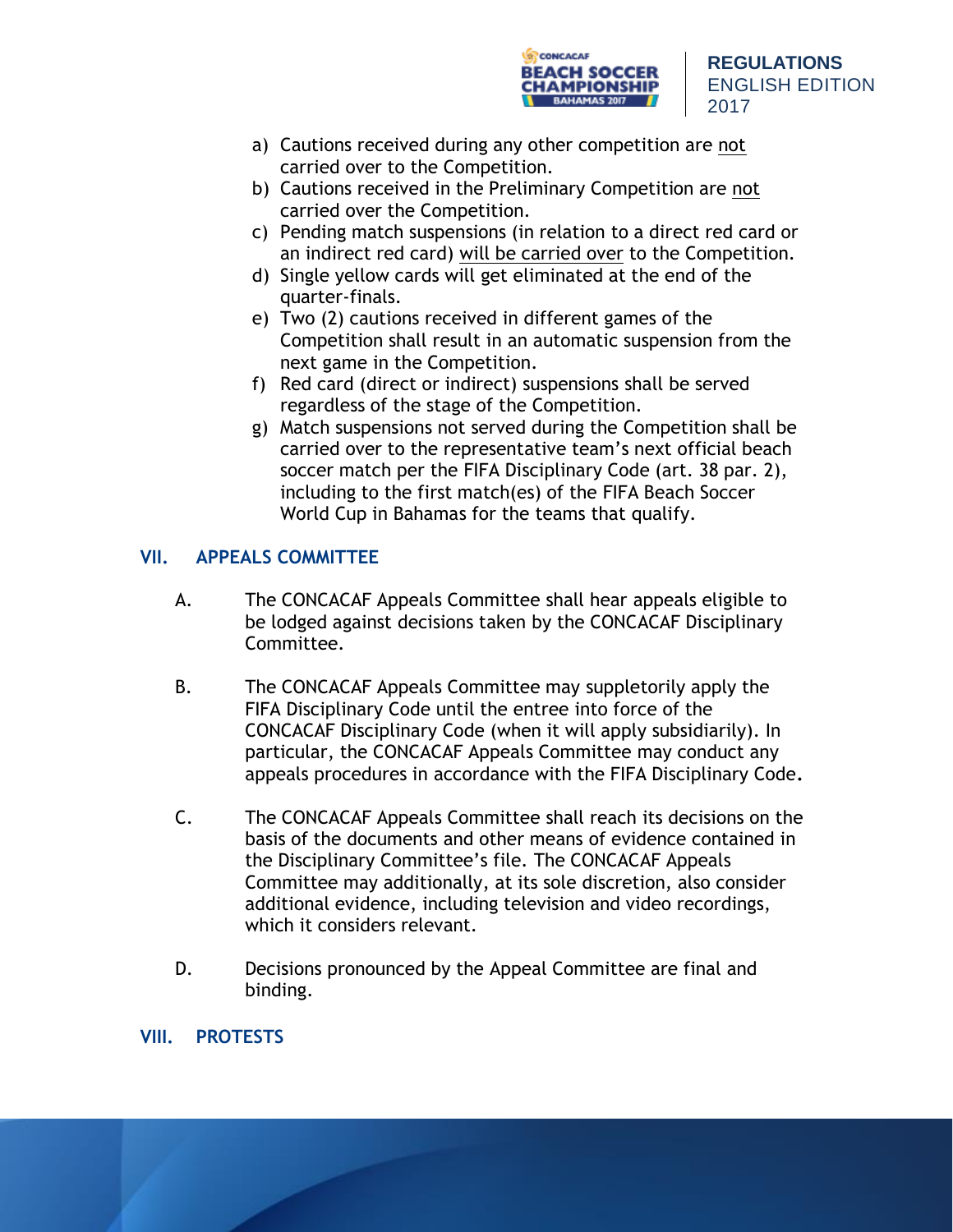a) Cautions received during any other competition are <u>not</u> carried over to the Competition.
b) Cautions received in the Preliminary Competition are <u>not</u> carried over the Competition.
c) Pending match suspensions (in relation to a direct red card or an indirect red card) <u>will be carried over</u> to the Competition.
d) Single yellow cards will get eliminated at the end of the quarter-finals.
e) Two (2) cautions received in different games of the Competition shall result in an automatic suspension from the next game in the Competition.
f) Red card (direct or indirect) suspensions shall be served regardless of the stage of the Competition.
g) Match suspensions not served during the Competition shall be carried over to the representative team's next official beach soccer match per the FIFA Disciplinary Code (art. 38 par. 2), including to the first match(es) of the FIFA Beach Soccer World Cup in Bahamas for the teams that qualify.

## VII. APPEALS COMMITTEE

A. The CONCACAF Appeals Committee shall hear appeals eligible to be lodged against decisions taken by the CONCACAF Disciplinary Committee.

B. The CONCACAF Appeals Committee may suppletorily apply the FIFA Disciplinary Code until the entree into force of the CONCACAF Disciplinary Code (when it will apply subsidiarily). In particular, the CONCACAF Appeals Committee may conduct any appeals procedures in accordance with the FIFA Disciplinary Code.

C. The CONCACAF Appeals Committee shall reach its decisions on the basis of the documents and other means of evidence contained in the Disciplinary Committee's file. The CONCACAF Appeals Committee may additionally, at its sole discretion, also consider additional evidence, including television and video recordings, which it considers relevant.

D. Decisions pronounced by the Appeal Committee are final and binding.

## VIII. PROTESTS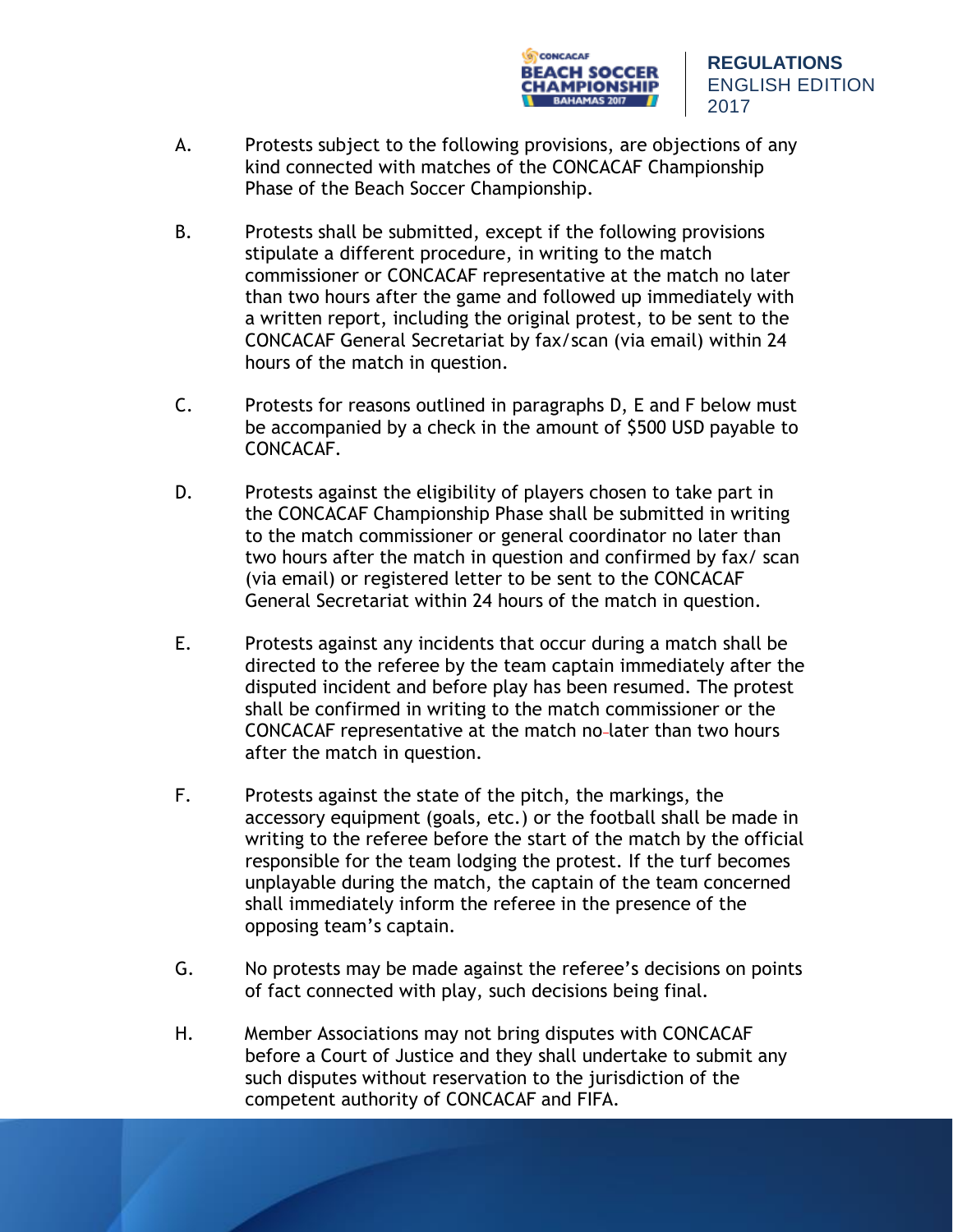A. Protests subject to the following provisions, are objections of any kind connected with matches of the CONCACAF Championship Phase of the Beach Soccer Championship.

B. Protests shall be submitted, except if the following provisions stipulate a different procedure, in writing to the match commissioner or CONCACAF representative at the match no later than two hours after the game and followed up immediately with a written report, including the original protest, to be sent to the CONCACAF General Secretariat by fax/scan (via email) within 24 hours of the match in question.

C. Protests for reasons outlined in paragraphs D, E and F below must be accompanied by a check in the amount of $500 USD payable to CONCACAF.

D. Protests against the eligibility of players chosen to take part in the CONCACAF Championship Phase shall be submitted in writing to the match commissioner or general coordinator no later than two hours after the match in question and confirmed by fax/ scan (via email) or registered letter to be sent to the CONCACAF General Secretariat within 24 hours of the match in question.

E. Protests against any incidents that occur during a match shall be directed to the referee by the team captain immediately after the disputed incident and before play has been resumed. The protest shall be confirmed in writing to the match commissioner or the CONCACAF representative at the match no later than two hours after the match in question.

F. Protests against the state of the pitch, the markings, the accessory equipment (goals, etc.) or the football shall be made in writing to the referee before the start of the match by the official responsible for the team lodging the protest. If the turf becomes unplayable during the match, the captain of the team concerned shall immediately inform the referee in the presence of the opposing team's captain.

G. No protests may be made against the referee's decisions on points of fact connected with play, such decisions being final.

H. Member Associations may not bring disputes with CONCACAF before a Court of Justice and they shall undertake to submit any such disputes without reservation to the jurisdiction of the competent authority of CONCACAF and FIFA.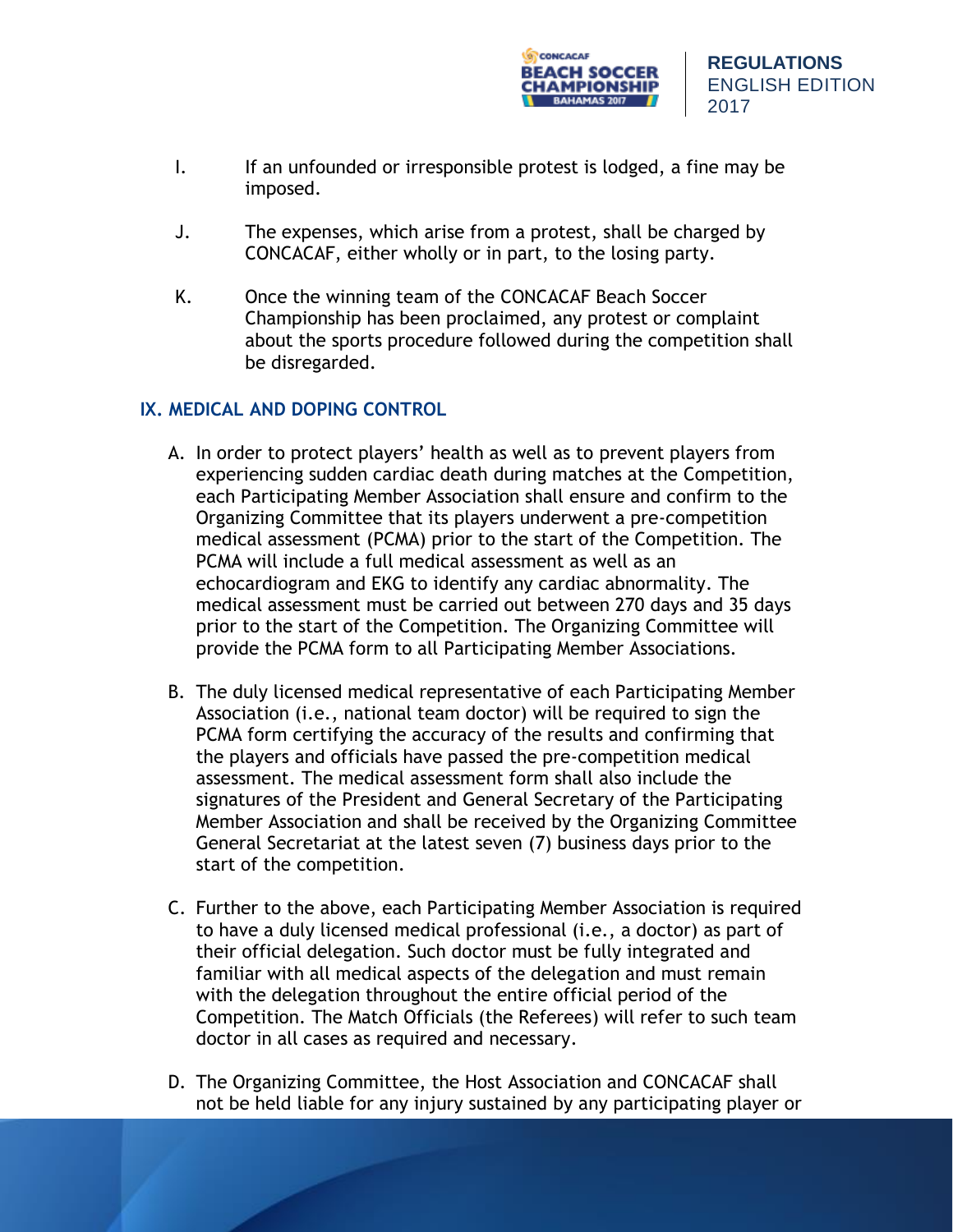I. If an unfounded or irresponsible protest is lodged, a fine may be imposed.

J. The expenses, which arise from a protest, shall be charged by CONCACAF, either wholly or in part, to the losing party.

K. Once the winning team of the CONCACAF Beach Soccer Championship has been proclaimed, any protest or complaint about the sports procedure followed during the competition shall be disregarded.

## IX. MEDICAL AND DOPING CONTROL

A. In order to protect players' health as well as to prevent players from experiencing sudden cardiac death during matches at the Competition, each Participating Member Association shall ensure and confirm to the Organizing Committee that its players underwent a pre-competition medical assessment (PCMA) prior to the start of the Competition. The PCMA will include a full medical assessment as well as an echocardiogram and EKG to identify any cardiac abnormality. The medical assessment must be carried out between 270 days and 35 days prior to the start of the Competition. The Organizing Committee will provide the PCMA form to all Participating Member Associations.

B. The duly licensed medical representative of each Participating Member Association (i.e., national team doctor) will be required to sign the PCMA form certifying the accuracy of the results and confirming that the players and officials have passed the pre-competition medical assessment. The medical assessment form shall also include the signatures of the President and General Secretary of the Participating Member Association and shall be received by the Organizing Committee General Secretariat at the latest seven (7) business days prior to the start of the competition.

C. Further to the above, each Participating Member Association is required to have a duly licensed medical professional (i.e., a doctor) as part of their official delegation. Such doctor must be fully integrated and familiar with all medical aspects of the delegation and must remain with the delegation throughout the entire official period of the Competition. The Match Officials (the Referees) will refer to such team doctor in all cases as required and necessary.

D. The Organizing Committee, the Host Association and CONCACAF shall not be held liable for any injury sustained by any participating player or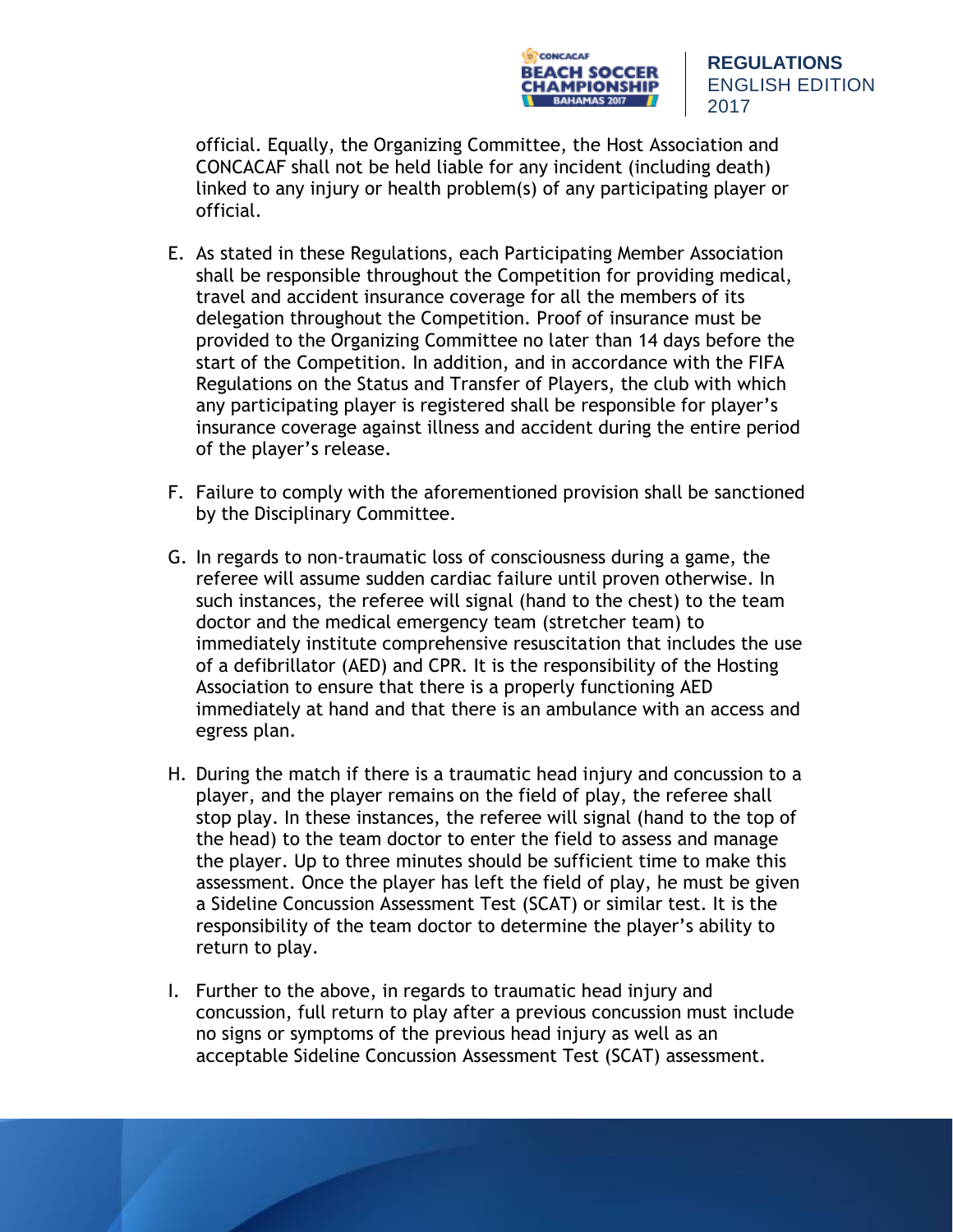official. Equally, the Organizing Committee, the Host Association and CONCACAF shall not be held liable for any incident (including death) linked to any injury or health problem(s) of any participating player or official.

E. As stated in these Regulations, each Participating Member Association shall be responsible throughout the Competition for providing medical, travel and accident insurance coverage for all the members of its delegation throughout the Competition. Proof of insurance must be provided to the Organizing Committee no later than 14 days before the start of the Competition. In addition, and in accordance with the FIFA Regulations on the Status and Transfer of Players, the club with which any participating player is registered shall be responsible for player's insurance coverage against illness and accident during the entire period of the player's release.

F. Failure to comply with the aforementioned provision shall be sanctioned by the Disciplinary Committee.

G. In regards to non-traumatic loss of consciousness during a game, the referee will assume sudden cardiac failure until proven otherwise. In such instances, the referee will signal (hand to the chest) to the team doctor and the medical emergency team (stretcher team) to immediately institute comprehensive resuscitation that includes the use of a defibrillator (AED) and CPR. It is the responsibility of the Hosting Association to ensure that there is a properly functioning AED immediately at hand and that there is an ambulance with an access and egress plan.

H. During the match if there is a traumatic head injury and concussion to a player, and the player remains on the field of play, the referee shall stop play. In these instances, the referee will signal (hand to the top of the head) to the team doctor to enter the field to assess and manage the player. Up to three minutes should be sufficient time to make this assessment. Once the player has left the field of play, he must be given a Sideline Concussion Assessment Test (SCAT) or similar test. It is the responsibility of the team doctor to determine the player's ability to return to play.

I. Further to the above, in regards to traumatic head injury and concussion, full return to play after a previous concussion must include no signs or symptoms of the previous head injury as well as an acceptable Sideline Concussion Assessment Test (SCAT) assessment.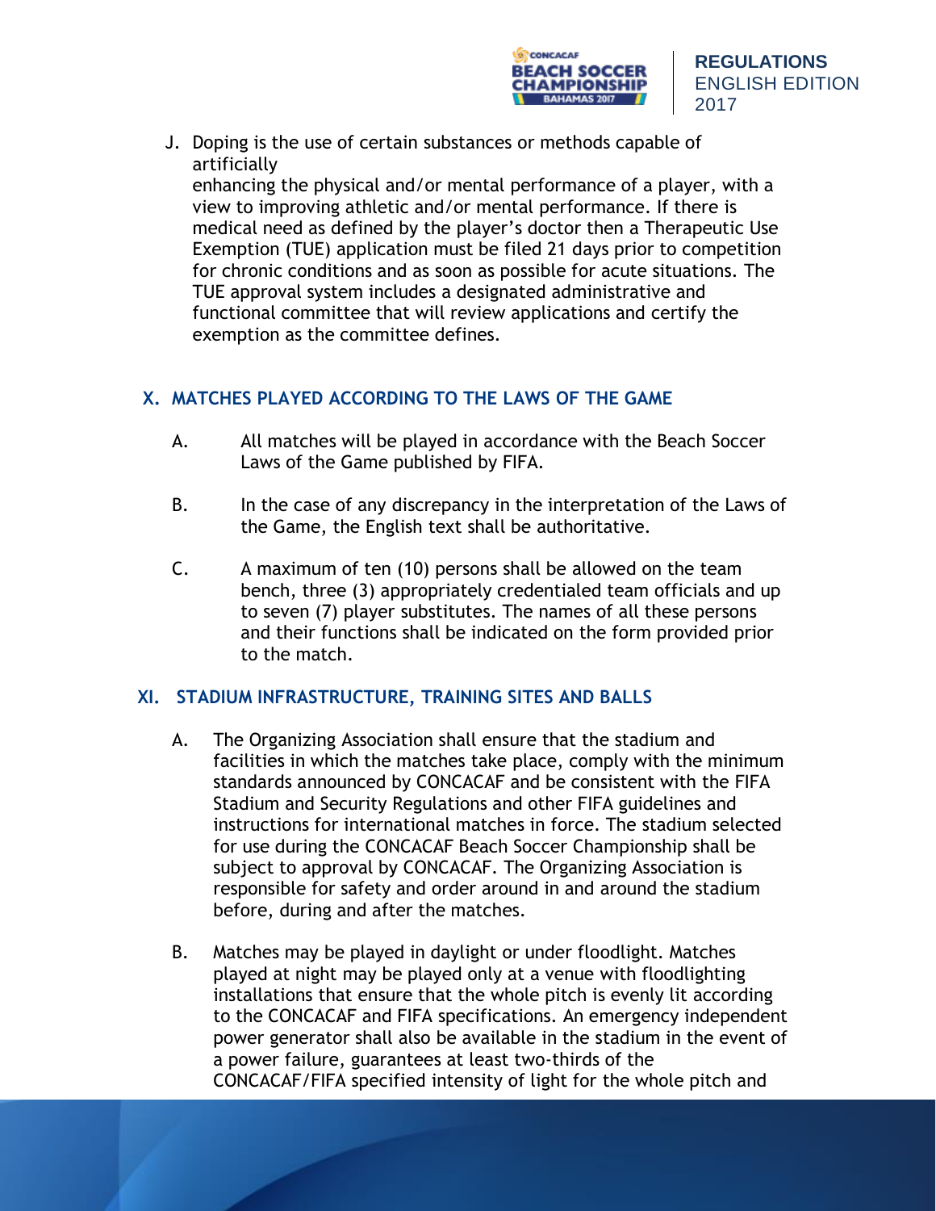J. Doping is the use of certain substances or methods capable of artificially enhancing the physical and/or mental performance of a player, with a view to improving athletic and/or mental performance. If there is medical need as defined by the player's doctor then a Therapeutic Use Exemption (TUE) application must be filed 21 days prior to competition for chronic conditions and as soon as possible for acute situations. The TUE approval system includes a designated administrative and functional committee that will review applications and certify the exemption as the committee defines.

## X. MATCHES PLAYED ACCORDING TO THE LAWS OF THE GAME

A. All matches will be played in accordance with the Beach Soccer Laws of the Game published by FIFA.

B. In the case of any discrepancy in the interpretation of the Laws of the Game, the English text shall be authoritative.

C. A maximum of ten (10) persons shall be allowed on the team bench, three (3) appropriately credentialed team officials and up to seven (7) player substitutes. The names of all these persons and their functions shall be indicated on the form provided prior to the match.

## XI. STADIUM INFRASTRUCTURE, TRAINING SITES AND BALLS

A. The Organizing Association shall ensure that the stadium and facilities in which the matches take place, comply with the minimum standards announced by CONCACAF and be consistent with the FIFA Stadium and Security Regulations and other FIFA guidelines and instructions for international matches in force. The stadium selected for use during the CONCACAF Beach Soccer Championship shall be subject to approval by CONCACAF. The Organizing Association is responsible for safety and order around in and around the stadium before, during and after the matches.

B. Matches may be played in daylight or under floodlight. Matches played at night may be played only at a venue with floodlighting installations that ensure that the whole pitch is evenly lit according to the CONCACAF and FIFA specifications. An emergency independent power generator shall also be available in the stadium in the event of a power failure, guarantees at least two-thirds of the CONCACAF/FIFA specified intensity of light for the whole pitch and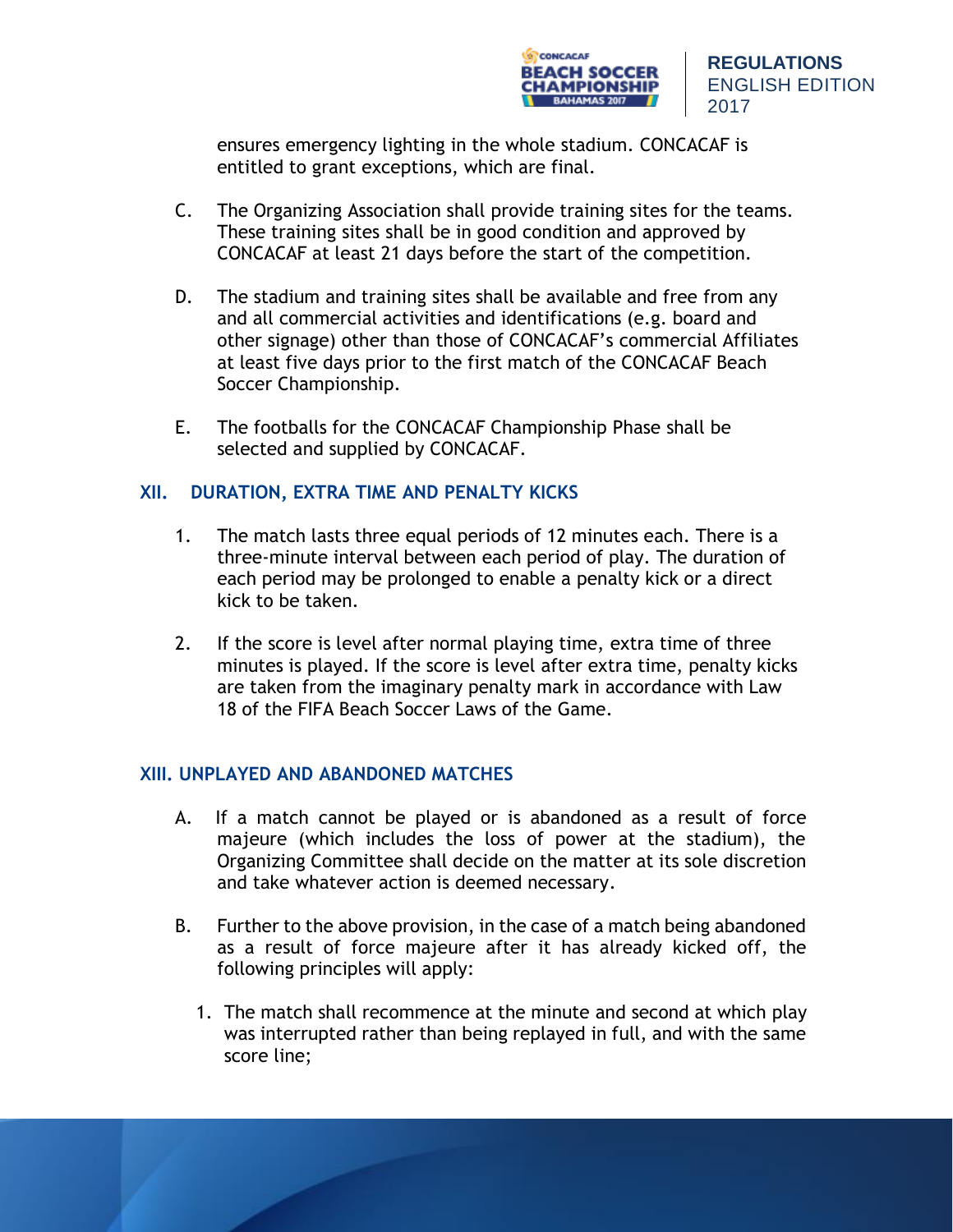ensures emergency lighting in the whole stadium. CONCACAF is entitled to grant exceptions, which are final.

C. The Organizing Association shall provide training sites for the teams. These training sites shall be in good condition and approved by CONCACAF at least 21 days before the start of the competition.

D. The stadium and training sites shall be available and free from any and all commercial activities and identifications (e.g. board and other signage) other than those of CONCACAF's commercial Affiliates at least five days prior to the first match of the CONCACAF Beach Soccer Championship.

E. The footballs for the CONCACAF Championship Phase shall be selected and supplied by CONCACAF.

## XII. DURATION, EXTRA TIME AND PENALTY KICKS

1. The match lasts three equal periods of 12 minutes each. There is a three-minute interval between each period of play. The duration of each period may be prolonged to enable a penalty kick or a direct kick to be taken.

2. If the score is level after normal playing time, extra time of three minutes is played. If the score is level after extra time, penalty kicks are taken from the imaginary penalty mark in accordance with Law 18 of the FIFA Beach Soccer Laws of the Game.

## XIII. UNPLAYED AND ABANDONED MATCHES

A. If a match cannot be played or is abandoned as a result of force majeure (which includes the loss of power at the stadium), the Organizing Committee shall decide on the matter at its sole discretion and take whatever action is deemed necessary.

B. Further to the above provision, in the case of a match being abandoned as a result of force majeure after it has already kicked off, the following principles will apply:

1. The match shall recommence at the minute and second at which play was interrupted rather than being replayed in full, and with the same score line;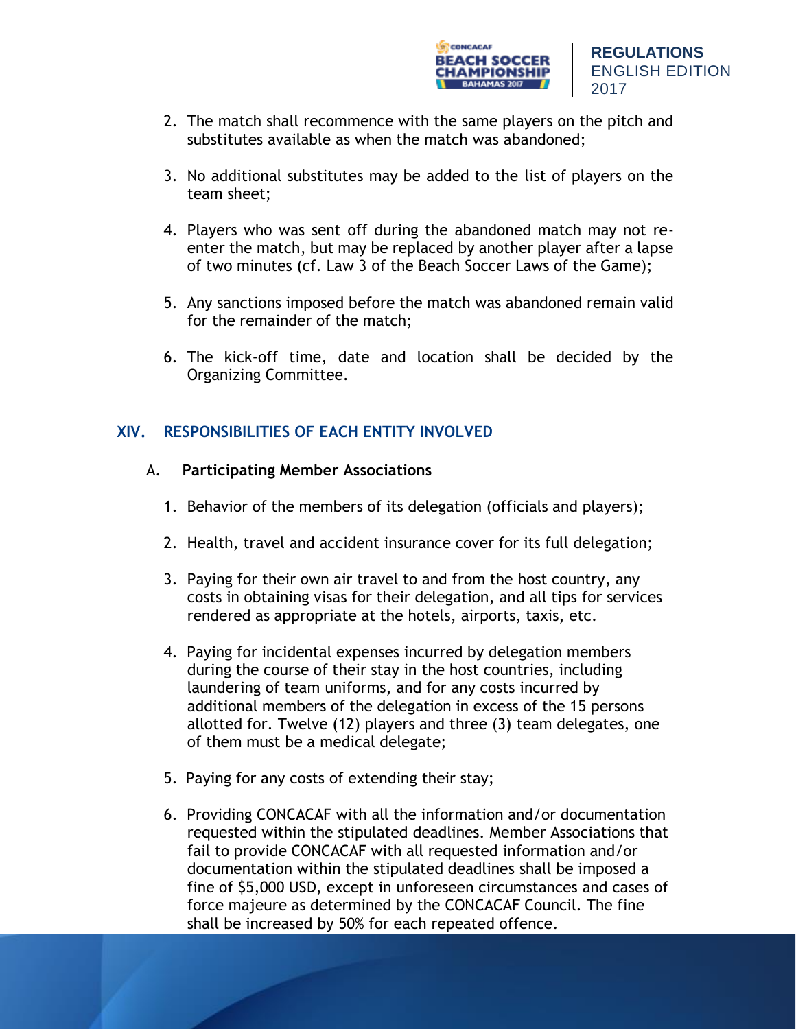2. The match shall recommence with the same players on the pitch and substitutes available as when the match was abandoned;

3. No additional substitutes may be added to the list of players on the team sheet;

4. Players who was sent off during the abandoned match may not re-enter the match, but may be replaced by another player after a lapse of two minutes (cf. Law 3 of the Beach Soccer Laws of the Game);

5. Any sanctions imposed before the match was abandoned remain valid for the remainder of the match;

6. The kick-off time, date and location shall be decided by the Organizing Committee.

## XIV. RESPONSIBILITIES OF EACH ENTITY INVOLVED

### A. Participating Member Associations

1. Behavior of the members of its delegation (officials and players);

2. Health, travel and accident insurance cover for its full delegation;

3. Paying for their own air travel to and from the host country, any costs in obtaining visas for their delegation, and all tips for services rendered as appropriate at the hotels, airports, taxis, etc.

4. Paying for incidental expenses incurred by delegation members during the course of their stay in the host countries, including laundering of team uniforms, and for any costs incurred by additional members of the delegation in excess of the 15 persons allotted for. Twelve (12) players and three (3) team delegates, one of them must be a medical delegate;

5. Paying for any costs of extending their stay;

6. Providing CONCACAF with all the information and/or documentation requested within the stipulated deadlines. Member Associations that fail to provide CONCACAF with all requested information and/or documentation within the stipulated deadlines shall be imposed a fine of $5,000 USD, except in unforeseen circumstances and cases of force majeure as determined by the CONCACAF Council. The fine shall be increased by 50% for each repeated offence.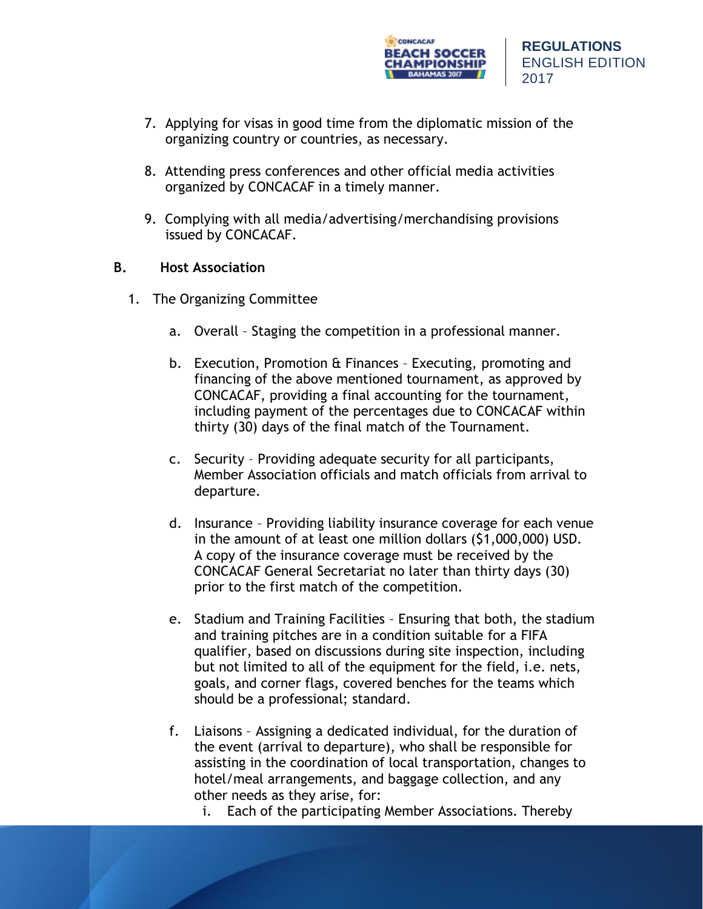7. Applying for visas in good time from the diplomatic mission of the organizing country or countries, as necessary.

8. Attending press conferences and other official media activities organized by CONCACAF in a timely manner.

9. Complying with all media/advertising/merchandising provisions issued by CONCACAF.

**B. Host Association**

1. The Organizing Committee

   a. Overall – Staging the competition in a professional manner.

   b. Execution, Promotion & Finances – Executing, promoting and financing of the above mentioned tournament, as approved by CONCACAF, providing a final accounting for the tournament, including payment of the percentages due to CONCACAF within thirty (30) days of the final match of the Tournament.

   c. Security – Providing adequate security for all participants, Member Association officials and match officials from arrival to departure.

   d. Insurance – Providing liability insurance coverage for each venue in the amount of at least one million dollars ($1,000,000) USD. A copy of the insurance coverage must be received by the CONCACAF General Secretariat no later than thirty days (30) prior to the first match of the competition.

   e. Stadium and Training Facilities – Ensuring that both, the stadium and training pitches are in a condition suitable for a FIFA qualifier, based on discussions during site inspection, including but not limited to all of the equipment for the field, i.e. nets, goals, and corner flags, covered benches for the teams which should be a professional; standard.

   f. Liaisons – Assigning a dedicated individual, for the duration of the event (arrival to departure), who shall be responsible for assisting in the coordination of local transportation, changes to hotel/meal arrangements, and baggage collection, and any other needs as they arise, for:
      i. Each of the participating Member Associations. Thereby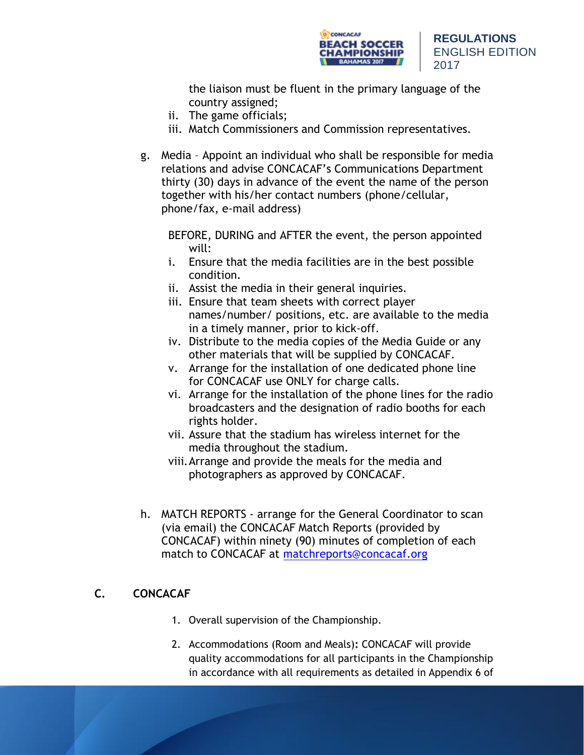the liaison must be fluent in the primary language of the country assigned;

ii. The game officials;
iii. Match Commissioners and Commission representatives.

g. Media – Appoint an individual who shall be responsible for media relations and advise CONCACAF's Communications Department thirty (30) days in advance of the event the name of the person together with his/her contact numbers (phone/cellular, phone/fax, e-mail address)

BEFORE, DURING and AFTER the event, the person appointed will:

i. Ensure that the media facilities are in the best possible condition.
ii. Assist the media in their general inquiries.
iii. Ensure that team sheets with correct player names/number/ positions, etc. are available to the media in a timely manner, prior to kick-off.
iv. Distribute to the media copies of the Media Guide or any other materials that will be supplied by CONCACAF.
v. Arrange for the installation of one dedicated phone line for CONCACAF use ONLY for charge calls.
vi. Arrange for the installation of the phone lines for the radio broadcasters and the designation of radio booths for each rights holder.
vii. Assure that the stadium has wireless internet for the media throughout the stadium.
viii. Arrange and provide the meals for the media and photographers as approved by CONCACAF.

h. MATCH REPORTS - arrange for the General Coordinator to scan (via email) the CONCACAF Match Reports (provided by CONCACAF) within ninety (90) minutes of completion of each match to CONCACAF at matchreports@concacaf.org

## C. CONCACAF

1. Overall supervision of the Championship.
2. Accommodations (Room and Meals): CONCACAF will provide quality accommodations for all participants in the Championship in accordance with all requirements as detailed in Appendix 6 of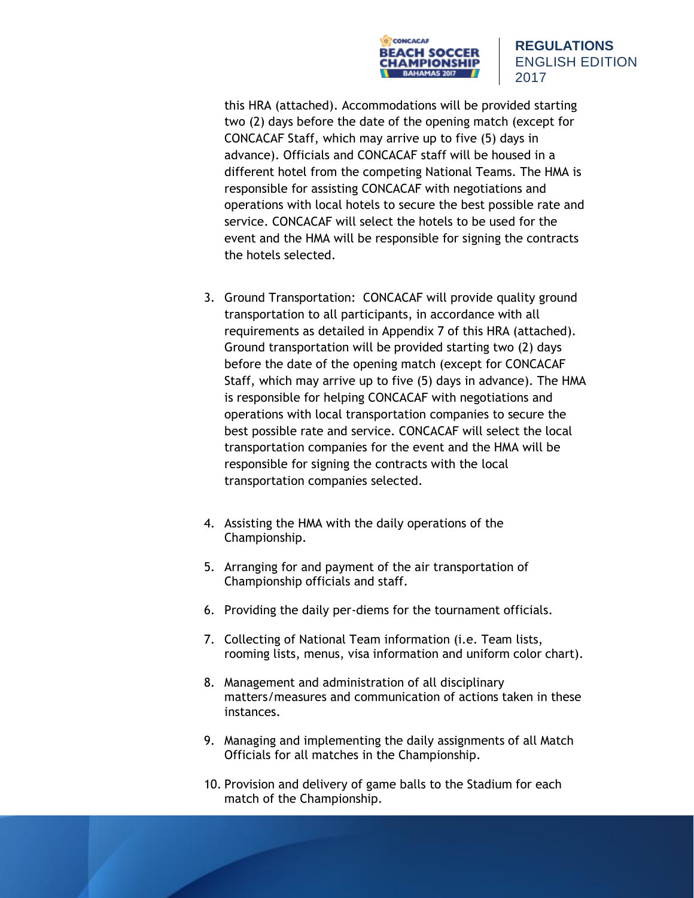this HRA (attached). Accommodations will be provided starting two (2) days before the date of the opening match (except for CONCACAF Staff, which may arrive up to five (5) days in advance). Officials and CONCACAF staff will be housed in a different hotel from the competing National Teams. The HMA is responsible for assisting CONCACAF with negotiations and operations with local hotels to secure the best possible rate and service. CONCACAF will select the hotels to be used for the event and the HMA will be responsible for signing the contracts the hotels selected.

3. Ground Transportation: CONCACAF will provide quality ground transportation to all participants, in accordance with all requirements as detailed in Appendix 7 of this HRA (attached). Ground transportation will be provided starting two (2) days before the date of the opening match (except for CONCACAF Staff, which may arrive up to five (5) days in advance). The HMA is responsible for helping CONCACAF with negotiations and operations with local transportation companies to secure the best possible rate and service. CONCACAF will select the local transportation companies for the event and the HMA will be responsible for signing the contracts with the local transportation companies selected.

4. Assisting the HMA with the daily operations of the Championship.

5. Arranging for and payment of the air transportation of Championship officials and staff.

6. Providing the daily per-diems for the tournament officials.

7. Collecting of National Team information (i.e. Team lists, rooming lists, menus, visa information and uniform color chart).

8. Management and administration of all disciplinary matters/measures and communication of actions taken in these instances.

9. Managing and implementing the daily assignments of all Match Officials for all matches in the Championship.

10. Provision and delivery of game balls to the Stadium for each match of the Championship.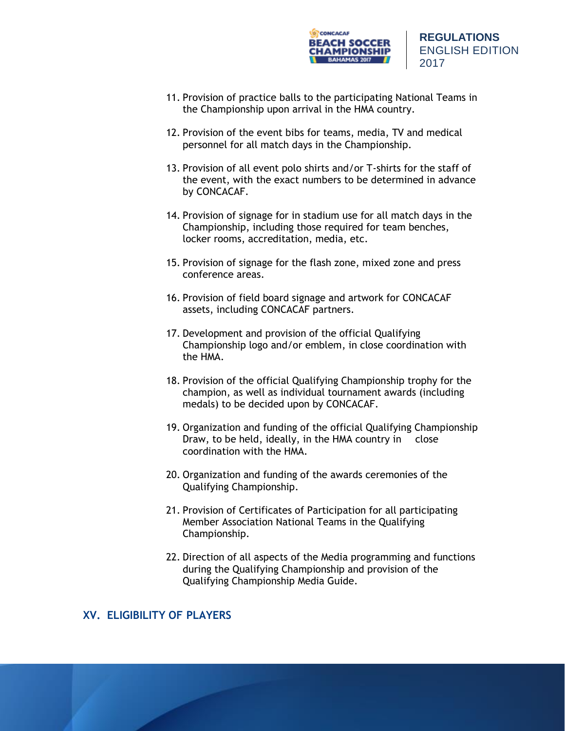11. Provision of practice balls to the participating National Teams in the Championship upon arrival in the HMA country.

12. Provision of the event bibs for teams, media, TV and medical personnel for all match days in the Championship.

13. Provision of all event polo shirts and/or T-shirts for the staff of the event, with the exact numbers to be determined in advance by CONCACAF.

14. Provision of signage for in stadium use for all match days in the Championship, including those required for team benches, locker rooms, accreditation, media, etc.

15. Provision of signage for the flash zone, mixed zone and press conference areas.

16. Provision of field board signage and artwork for CONCACAF assets, including CONCACAF partners.

17. Development and provision of the official Qualifying Championship logo and/or emblem, in close coordination with the HMA.

18. Provision of the official Qualifying Championship trophy for the champion, as well as individual tournament awards (including medals) to be decided upon by CONCACAF.

19. Organization and funding of the official Qualifying Championship Draw, to be held, ideally, in the HMA country in close coordination with the HMA.

20. Organization and funding of the awards ceremonies of the Qualifying Championship.

21. Provision of Certificates of Participation for all participating Member Association National Teams in the Qualifying Championship.

22. Direction of all aspects of the Media programming and functions during the Qualifying Championship and provision of the Qualifying Championship Media Guide.

## XV. ELIGIBILITY OF PLAYERS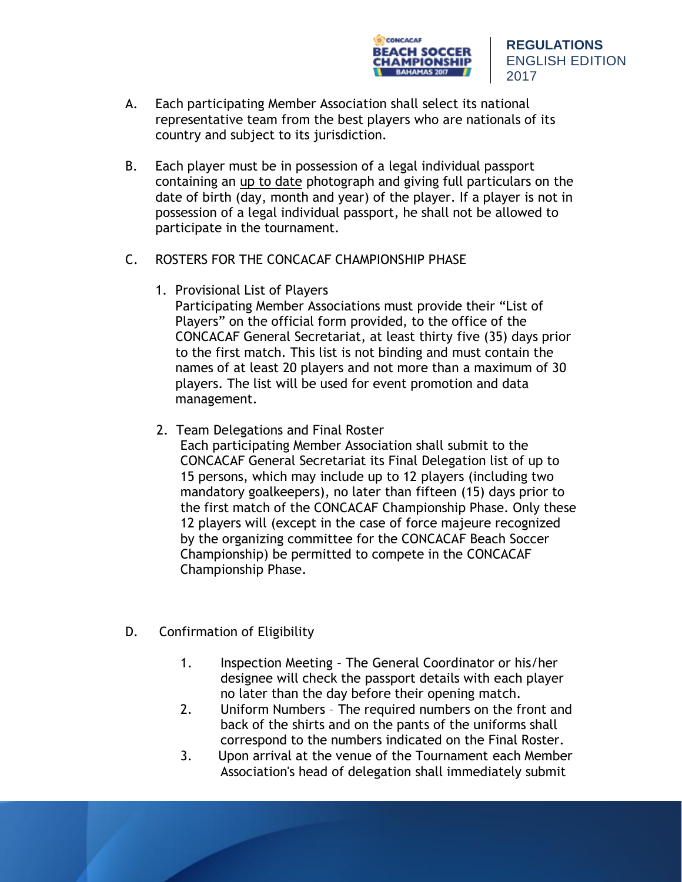A. Each participating Member Association shall select its national representative team from the best players who are nationals of its country and subject to its jurisdiction.

B. Each player must be in possession of a legal individual passport containing an <u>up to date</u> photograph and giving full particulars on the date of birth (day, month and year) of the player. If a player is not in possession of a legal individual passport, he shall not be allowed to participate in the tournament.

C. ROSTERS FOR THE CONCACAF CHAMPIONSHIP PHASE

1. Provisional List of Players
   Participating Member Associations must provide their "List of Players" on the official form provided, to the office of the CONCACAF General Secretariat, at least thirty five (35) days prior to the first match. This list is not binding and must contain the names of at least 20 players and not more than a maximum of 30 players. The list will be used for event promotion and data management.

2. Team Delegations and Final Roster
   Each participating Member Association shall submit to the CONCACAF General Secretariat its Final Delegation list of up to 15 persons, which may include up to 12 players (including two mandatory goalkeepers), no later than fifteen (15) days prior to the first match of the CONCACAF Championship Phase. Only these 12 players will (except in the case of force majeure recognized by the organizing committee for the CONCACAF Beach Soccer Championship) be permitted to compete in the CONCACAF Championship Phase.

D. Confirmation of Eligibility

1. Inspection Meeting – The General Coordinator or his/her designee will check the passport details with each player no later than the day before their opening match.
2. Uniform Numbers – The required numbers on the front and back of the shirts and on the pants of the uniforms shall correspond to the numbers indicated on the Final Roster.
3. Upon arrival at the venue of the Tournament each Member Association's head of delegation shall immediately submit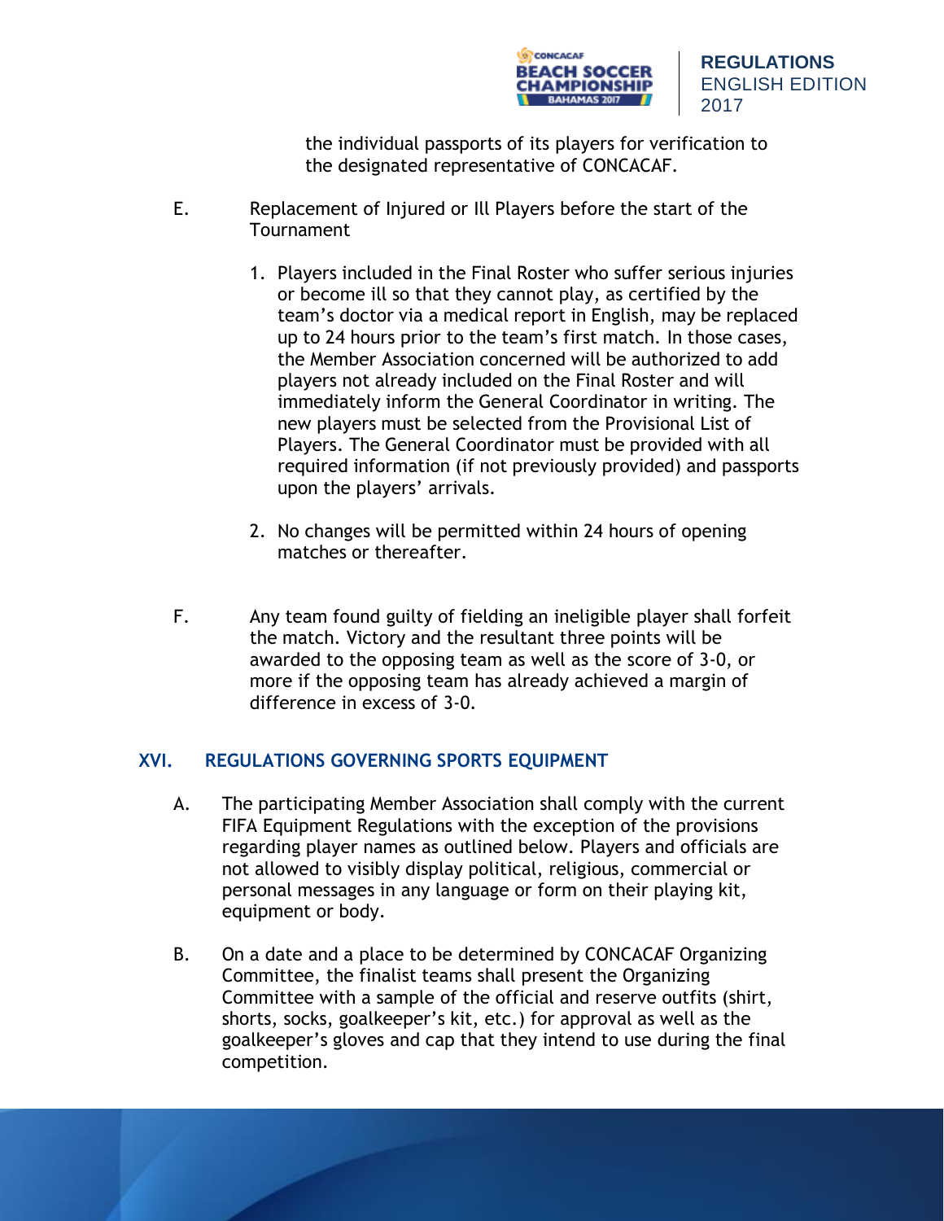the individual passports of its players for verification to the designated representative of CONCACAF.

E. Replacement of Injured or Ill Players before the start of the Tournament

1. Players included in the Final Roster who suffer serious injuries or become ill so that they cannot play, as certified by the team's doctor via a medical report in English, may be replaced up to 24 hours prior to the team's first match. In those cases, the Member Association concerned will be authorized to add players not already included on the Final Roster and will immediately inform the General Coordinator in writing. The new players must be selected from the Provisional List of Players. The General Coordinator must be provided with all required information (if not previously provided) and passports upon the players' arrivals.

2. No changes will be permitted within 24 hours of opening matches or thereafter.

F. Any team found guilty of fielding an ineligible player shall forfeit the match. Victory and the resultant three points will be awarded to the opposing team as well as the score of 3-0, or more if the opposing team has already achieved a margin of difference in excess of 3-0.

## XVI. REGULATIONS GOVERNING SPORTS EQUIPMENT

A. The participating Member Association shall comply with the current FIFA Equipment Regulations with the exception of the provisions regarding player names as outlined below. Players and officials are not allowed to visibly display political, religious, commercial or personal messages in any language or form on their playing kit, equipment or body.

B. On a date and a place to be determined by CONCACAF Organizing Committee, the finalist teams shall present the Organizing Committee with a sample of the official and reserve outfits (shirt, shorts, socks, goalkeeper's kit, etc.) for approval as well as the goalkeeper's gloves and cap that they intend to use during the final competition.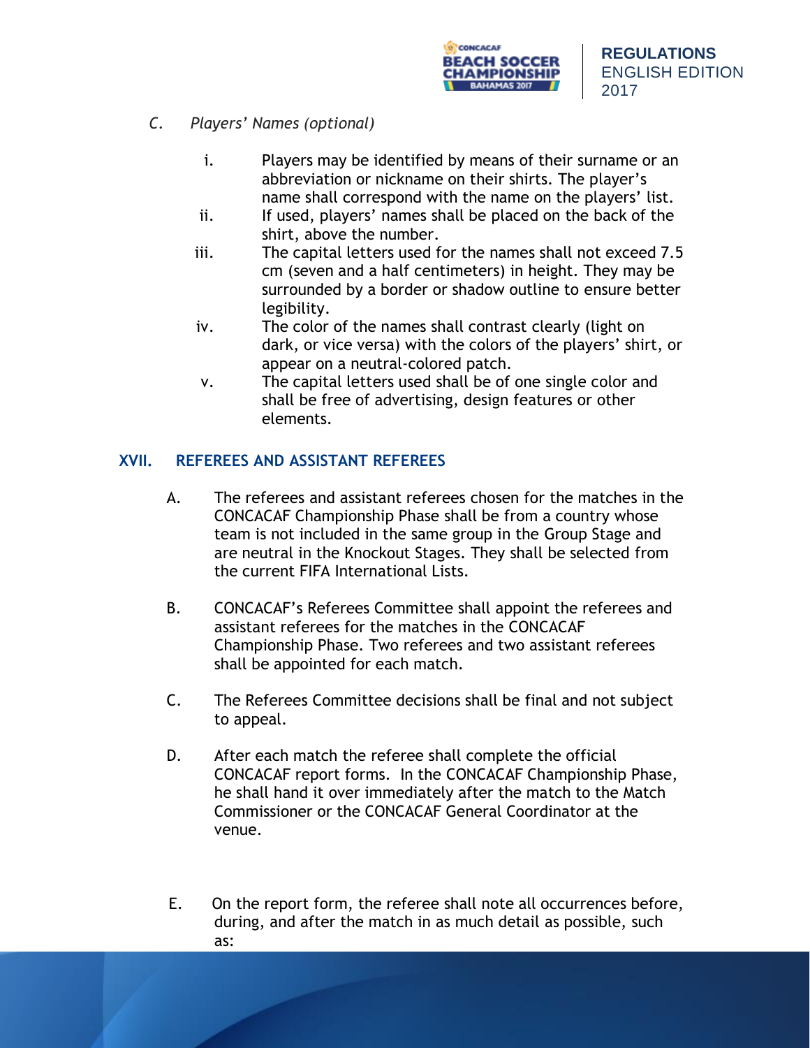*C. Players' Names (optional)*

i. Players may be identified by means of their surname or an abbreviation or nickname on their shirts. The player's name shall correspond with the name on the players' list.

ii. If used, players' names shall be placed on the back of the shirt, above the number.

iii. The capital letters used for the names shall not exceed 7.5 cm (seven and a half centimeters) in height. They may be surrounded by a border or shadow outline to ensure better legibility.

iv. The color of the names shall contrast clearly (light on dark, or vice versa) with the colors of the players' shirt, or appear on a neutral-colored patch.

v. The capital letters used shall be of one single color and shall be free of advertising, design features or other elements.

## XVII. REFEREES AND ASSISTANT REFEREES

A. The referees and assistant referees chosen for the matches in the CONCACAF Championship Phase shall be from a country whose team is not included in the same group in the Group Stage and are neutral in the Knockout Stages. They shall be selected from the current FIFA International Lists.

B. CONCACAF's Referees Committee shall appoint the referees and assistant referees for the matches in the CONCACAF Championship Phase. Two referees and two assistant referees shall be appointed for each match.

C. The Referees Committee decisions shall be final and not subject to appeal.

D. After each match the referee shall complete the official CONCACAF report forms. In the CONCACAF Championship Phase, he shall hand it over immediately after the match to the Match Commissioner or the CONCACAF General Coordinator at the venue.

E. On the report form, the referee shall note all occurrences before, during, and after the match in as much detail as possible, such as: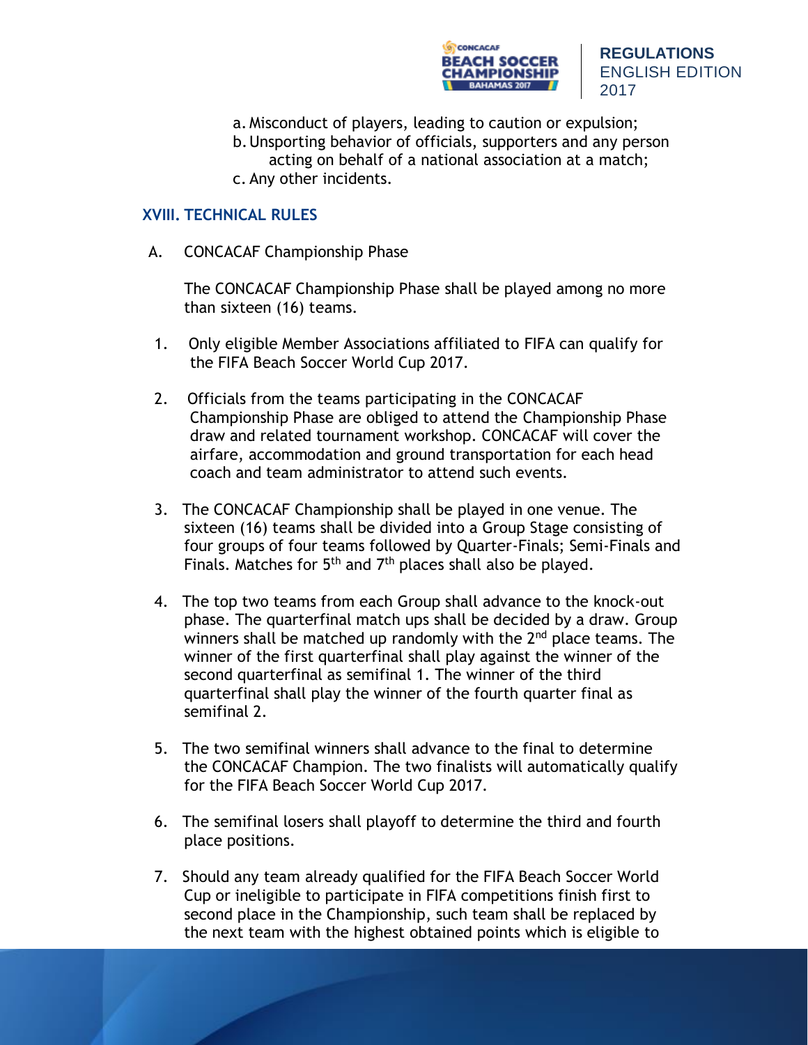a. Misconduct of players, leading to caution or expulsion;
b. Unsporting behavior of officials, supporters and any person acting on behalf of a national association at a match;
c. Any other incidents.

## XVIII. TECHNICAL RULES

A. CONCACAF Championship Phase

The CONCACAF Championship Phase shall be played among no more than sixteen (16) teams.

1. Only eligible Member Associations affiliated to FIFA can qualify for the FIFA Beach Soccer World Cup 2017.

2. Officials from the teams participating in the CONCACAF Championship Phase are obliged to attend the Championship Phase draw and related tournament workshop. CONCACAF will cover the airfare, accommodation and ground transportation for each head coach and team administrator to attend such events.

3. The CONCACAF Championship shall be played in one venue. The sixteen (16) teams shall be divided into a Group Stage consisting of four groups of four teams followed by Quarter-Finals; Semi-Finals and Finals. Matches for 5th and 7th places shall also be played.

4. The top two teams from each Group shall advance to the knock-out phase. The quarterfinal match ups shall be decided by a draw. Group winners shall be matched up randomly with the 2nd place teams. The winner of the first quarterfinal shall play against the winner of the second quarterfinal as semifinal 1. The winner of the third quarterfinal shall play the winner of the fourth quarter final as semifinal 2.

5. The two semifinal winners shall advance to the final to determine the CONCACAF Champion. The two finalists will automatically qualify for the FIFA Beach Soccer World Cup 2017.

6. The semifinal losers shall playoff to determine the third and fourth place positions.

7. Should any team already qualified for the FIFA Beach Soccer World Cup or ineligible to participate in FIFA competitions finish first to second place in the Championship, such team shall be replaced by the next team with the highest obtained points which is eligible to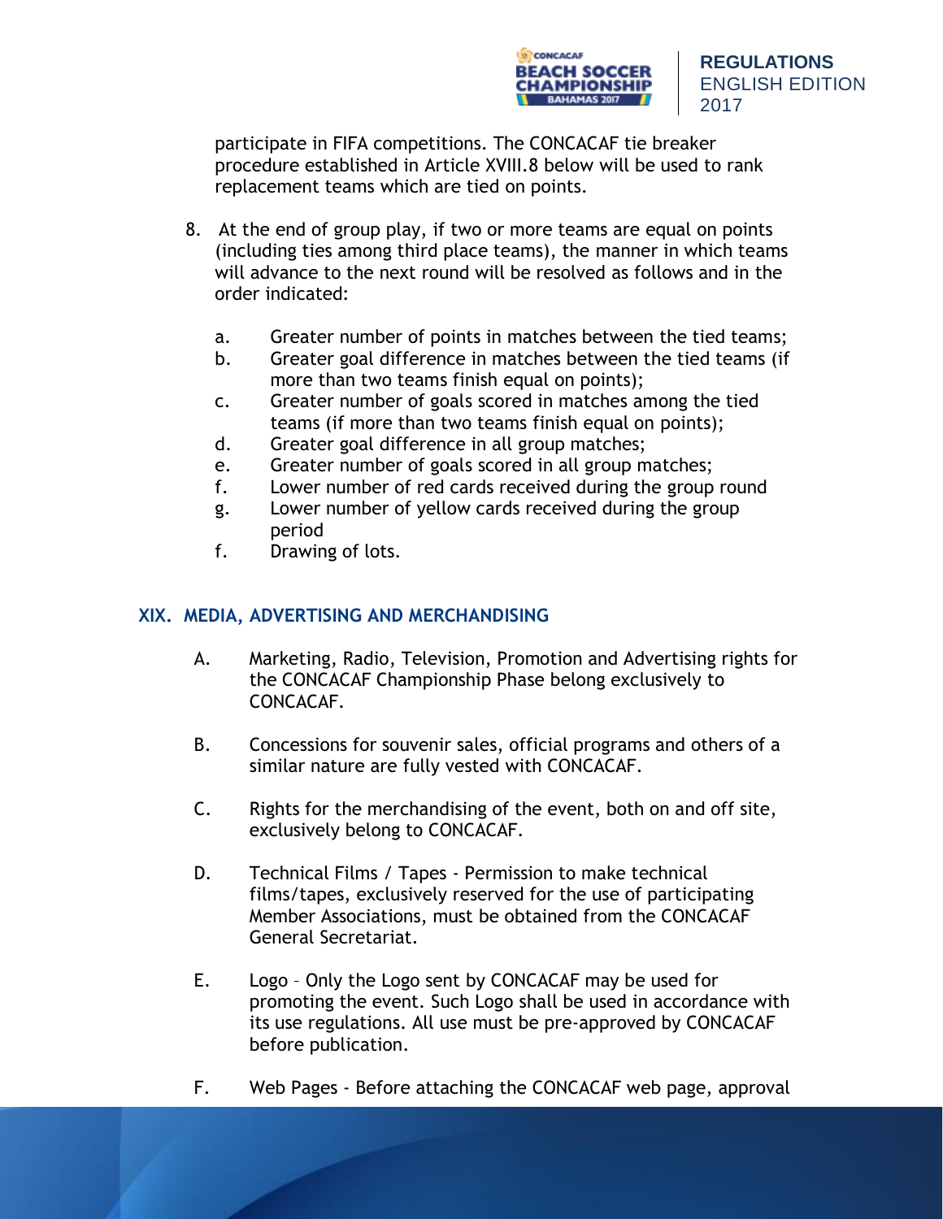participate in FIFA competitions. The CONCACAF tie breaker procedure established in Article XVIII.8 below will be used to rank replacement teams which are tied on points.

8. At the end of group play, if two or more teams are equal on points (including ties among third place teams), the manner in which teams will advance to the next round will be resolved as follows and in the order indicated:

   a. Greater number of points in matches between the tied teams;
   b. Greater goal difference in matches between the tied teams (if more than two teams finish equal on points);
   c. Greater number of goals scored in matches among the tied teams (if more than two teams finish equal on points);
   d. Greater goal difference in all group matches;
   e. Greater number of goals scored in all group matches;
   f. Lower number of red cards received during the group round
   g. Lower number of yellow cards received during the group period
   f. Drawing of lots.

## XIX. MEDIA, ADVERTISING AND MERCHANDISING

A. Marketing, Radio, Television, Promotion and Advertising rights for the CONCACAF Championship Phase belong exclusively to CONCACAF.

B. Concessions for souvenir sales, official programs and others of a similar nature are fully vested with CONCACAF.

C. Rights for the merchandising of the event, both on and off site, exclusively belong to CONCACAF.

D. Technical Films / Tapes - Permission to make technical films/tapes, exclusively reserved for the use of participating Member Associations, must be obtained from the CONCACAF General Secretariat.

E. Logo – Only the Logo sent by CONCACAF may be used for promoting the event. Such Logo shall be used in accordance with its use regulations. All use must be pre-approved by CONCACAF before publication.

F. Web Pages - Before attaching the CONCACAF web page, approval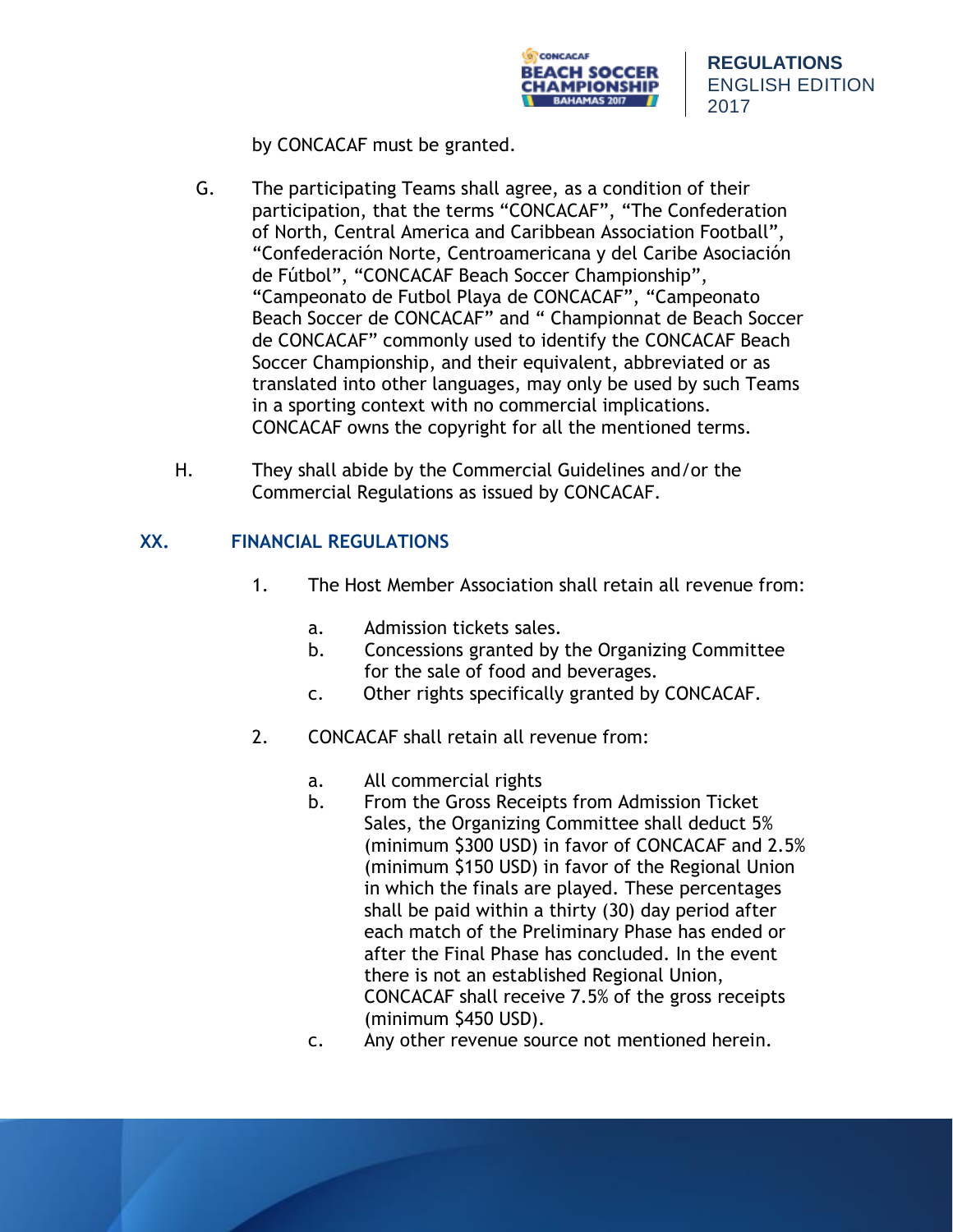by CONCACAF must be granted.

G. The participating Teams shall agree, as a condition of their participation, that the terms “CONCACAF”, “The Confederation of North, Central America and Caribbean Association Football”, “Confederación Norte, Centroamericana y del Caribe Asociación de Fútbol”, “CONCACAF Beach Soccer Championship”, “Campeonato de Futbol Playa de CONCACAF”, “Campeonato Beach Soccer de CONCACAF” and “ Championnat de Beach Soccer de CONCACAF” commonly used to identify the CONCACAF Beach Soccer Championship, and their equivalent, abbreviated or as translated into other languages, may only be used by such Teams in a sporting context with no commercial implications. CONCACAF owns the copyright for all the mentioned terms.

H. They shall abide by the Commercial Guidelines and/or the Commercial Regulations as issued by CONCACAF.

## XX. FINANCIAL REGULATIONS

1. The Host Member Association shall retain all revenue from:

   a. Admission tickets sales.
   b. Concessions granted by the Organizing Committee for the sale of food and beverages.
   c. Other rights specifically granted by CONCACAF.

2. CONCACAF shall retain all revenue from:

   a. All commercial rights
   b. From the Gross Receipts from Admission Ticket Sales, the Organizing Committee shall deduct 5% (minimum $300 USD) in favor of CONCACAF and 2.5% (minimum $150 USD) in favor of the Regional Union in which the finals are played. These percentages shall be paid within a thirty (30) day period after each match of the Preliminary Phase has ended or after the Final Phase has concluded. In the event there is not an established Regional Union, CONCACAF shall receive 7.5% of the gross receipts (minimum $450 USD).
   c. Any other revenue source not mentioned herein.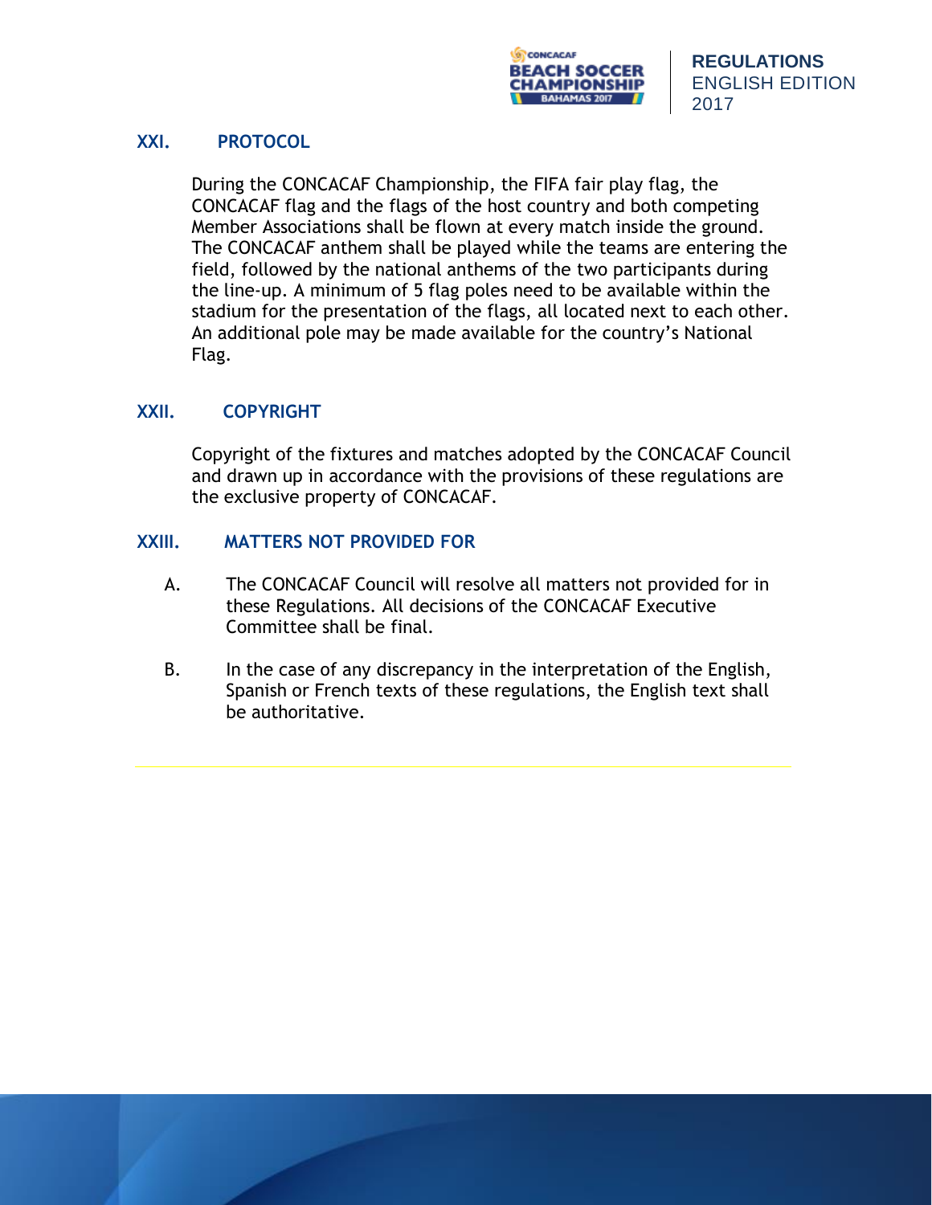## XXI. PROTOCOL

During the CONCACAF Championship, the FIFA fair play flag, the CONCACAF flag and the flags of the host country and both competing Member Associations shall be flown at every match inside the ground. The CONCACAF anthem shall be played while the teams are entering the field, followed by the national anthems of the two participants during the line-up. A minimum of 5 flag poles need to be available within the stadium for the presentation of the flags, all located next to each other. An additional pole may be made available for the country's National Flag.

## XXII. COPYRIGHT

Copyright of the fixtures and matches adopted by the CONCACAF Council and drawn up in accordance with the provisions of these regulations are the exclusive property of CONCACAF.

## XXIII. MATTERS NOT PROVIDED FOR

A. The CONCACAF Council will resolve all matters not provided for in these Regulations. All decisions of the CONCACAF Executive Committee shall be final.

B. In the case of any discrepancy in the interpretation of the English, Spanish or French texts of these regulations, the English text shall be authoritative.